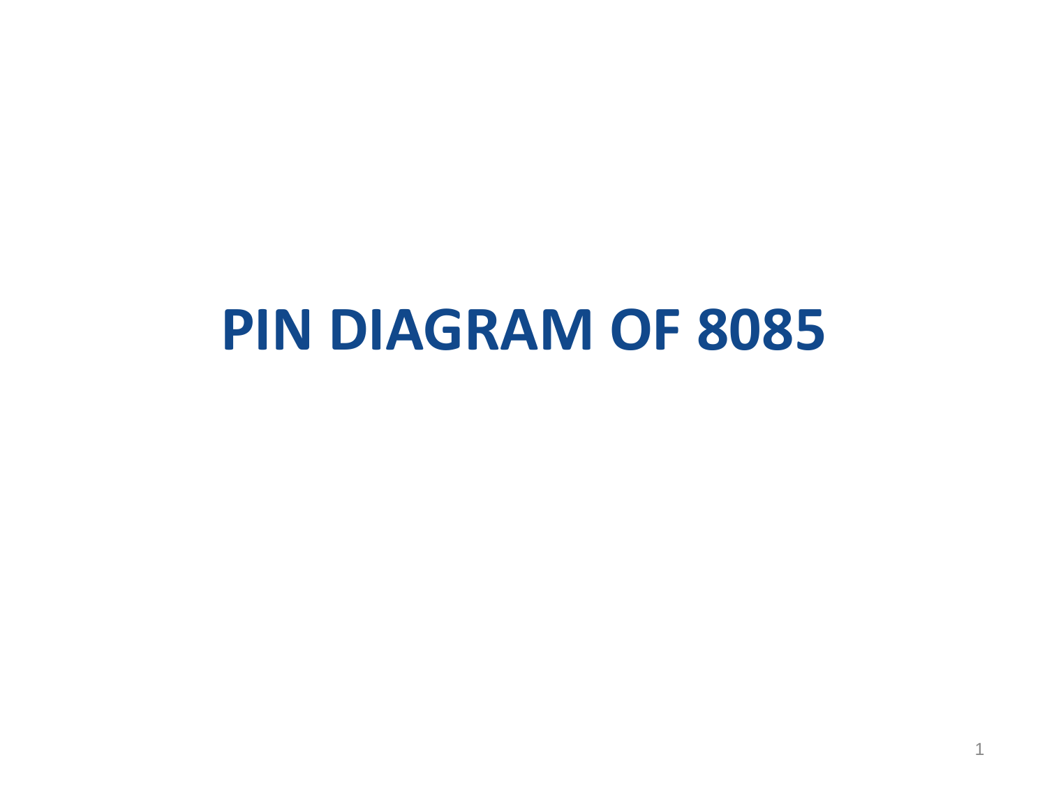# PIN DIAGRAM OF 8085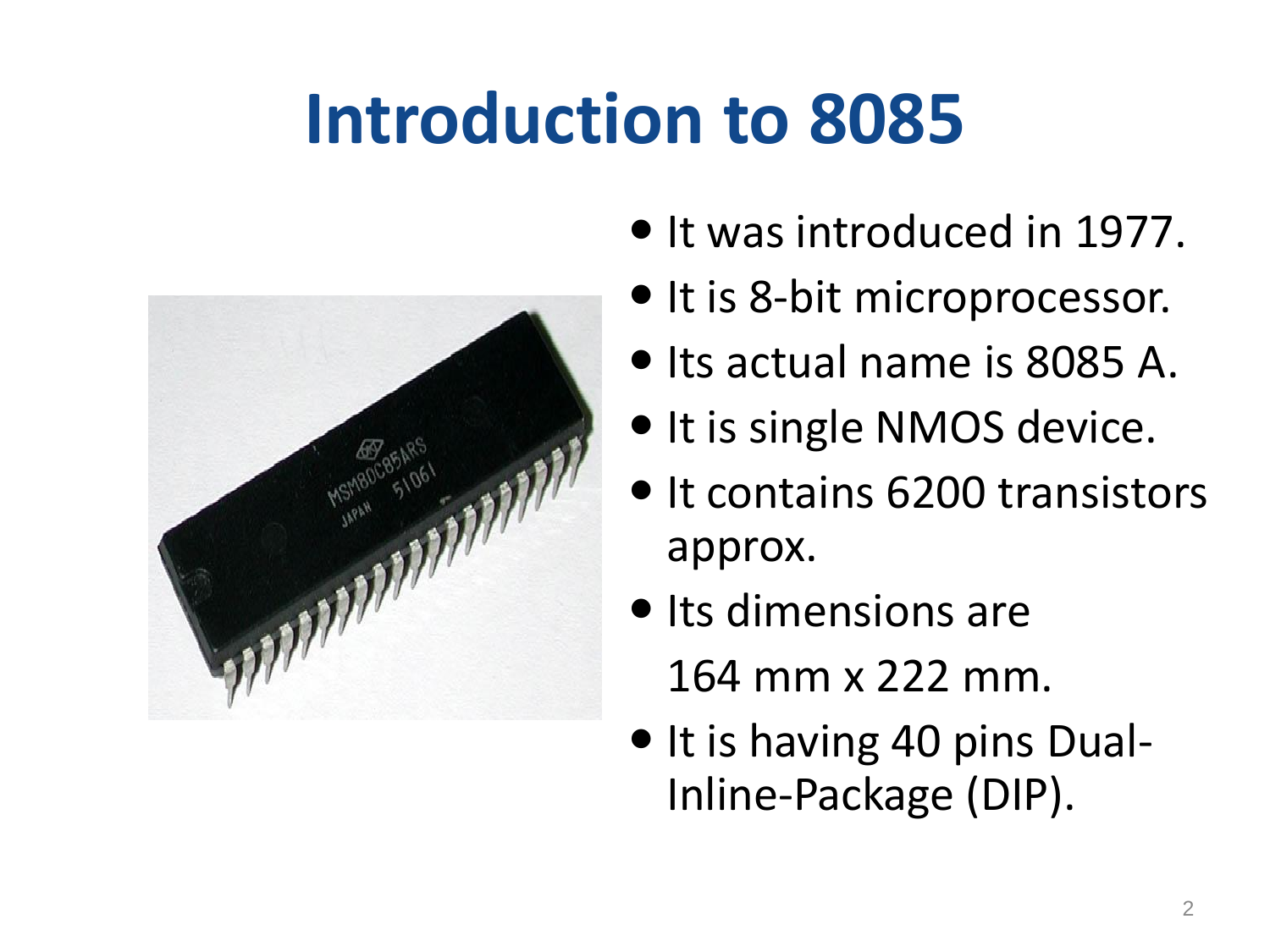# Introduction to 8085

- It was introduced in 1977.
- It is 8-bit microprocessor.
- Its actual name is 8085 A.
- It is single NMOS device.
- It contains 6200 transistors approx.
- Its dimensions are 164 mm x 222 mm.
- It is having 40 pins Dual-Inline-Package (DIP).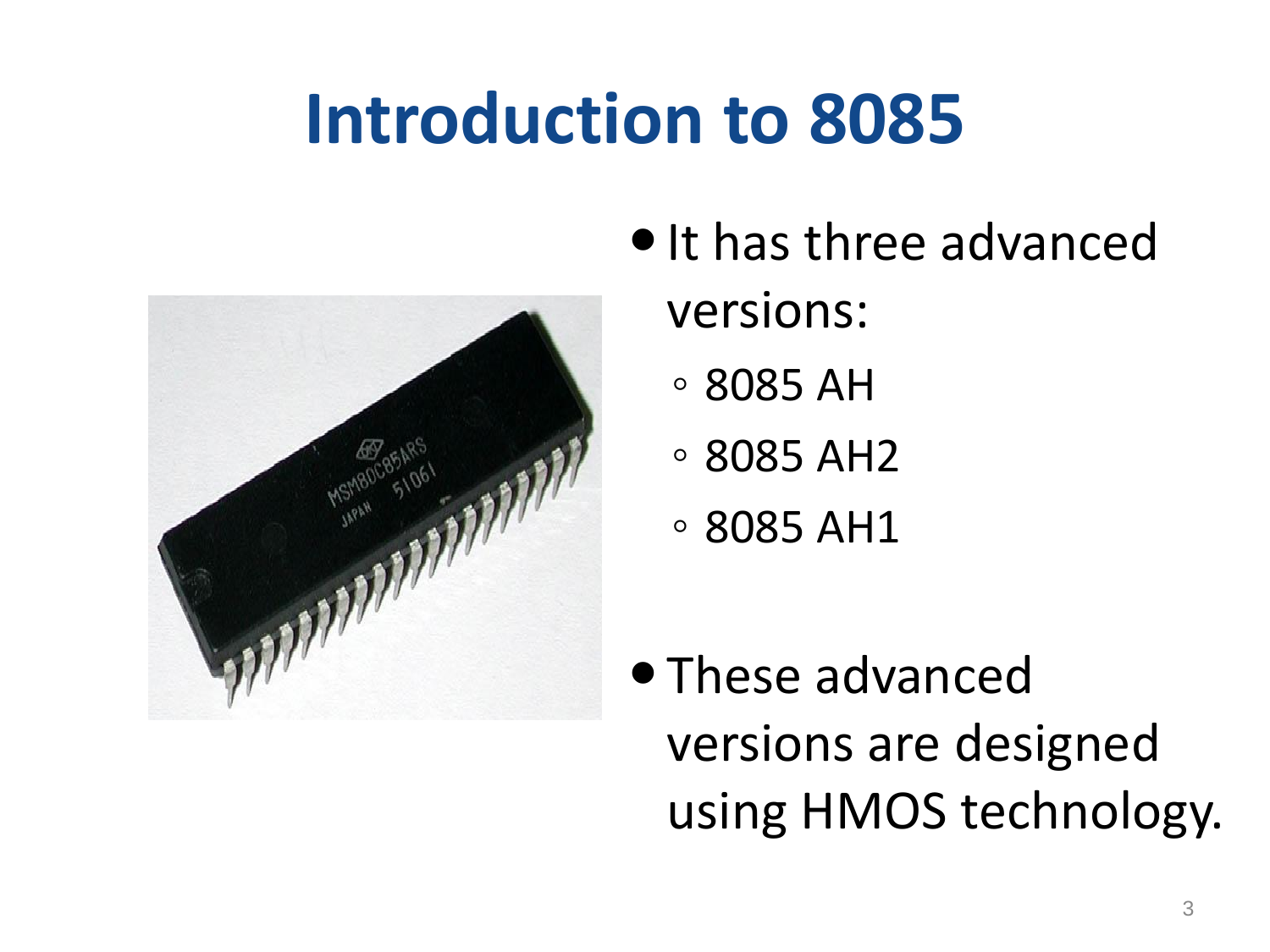# Introduction to 8085

- It has three advanced versions:
  - 8085 AH
  - 8085 AH2
  - 8085 AH1
- These advanced versions are designed using HMOS technology.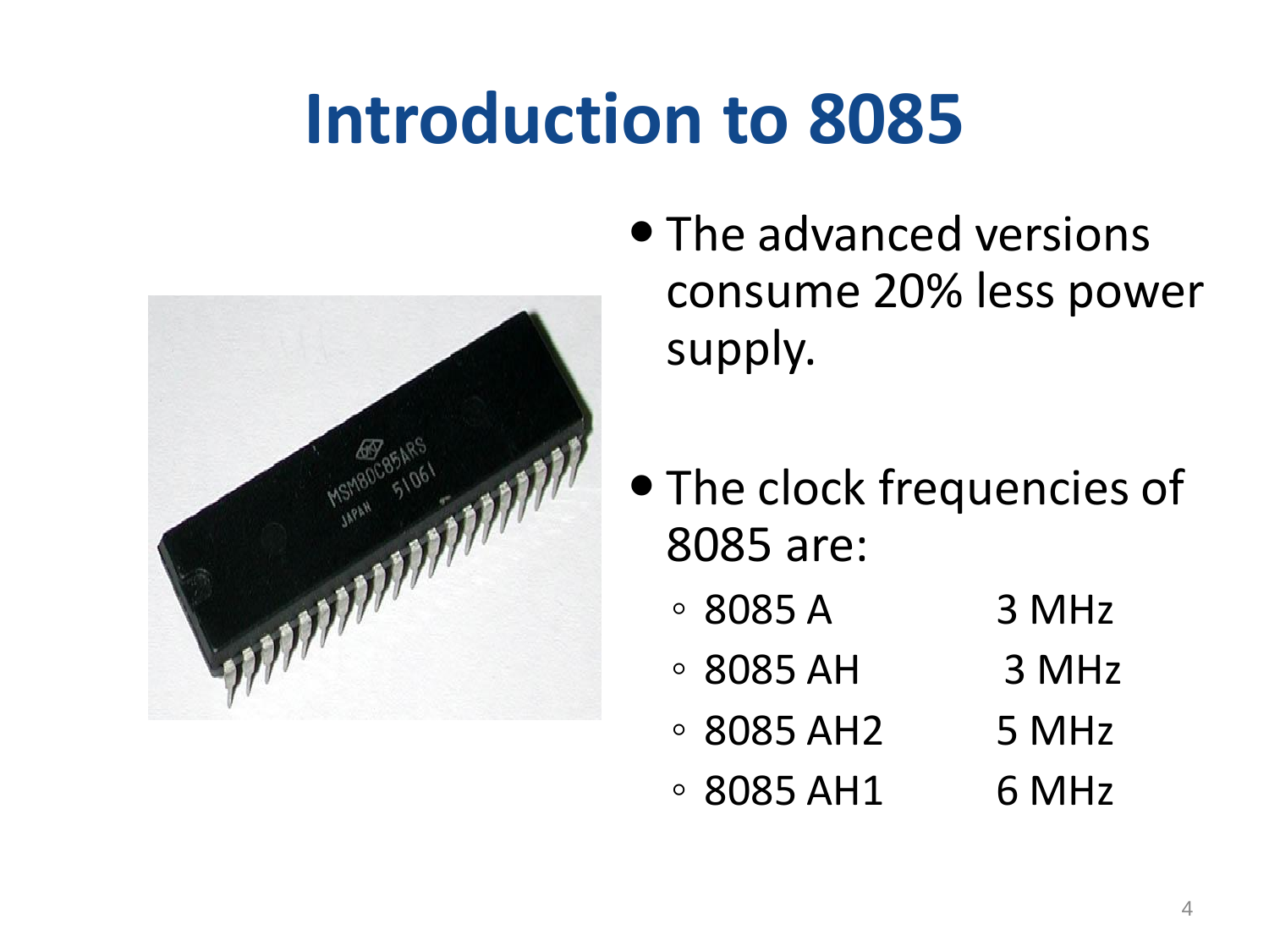# Introduction to 8085

- The advanced versions consume 20% less power supply.

- The clock frequencies of 8085 are:
  - 8085 A 3 MHz
  - 8085 AH 3 MHz
  - 8085 AH2 5 MHz
  - 8085 AH1 6 MHz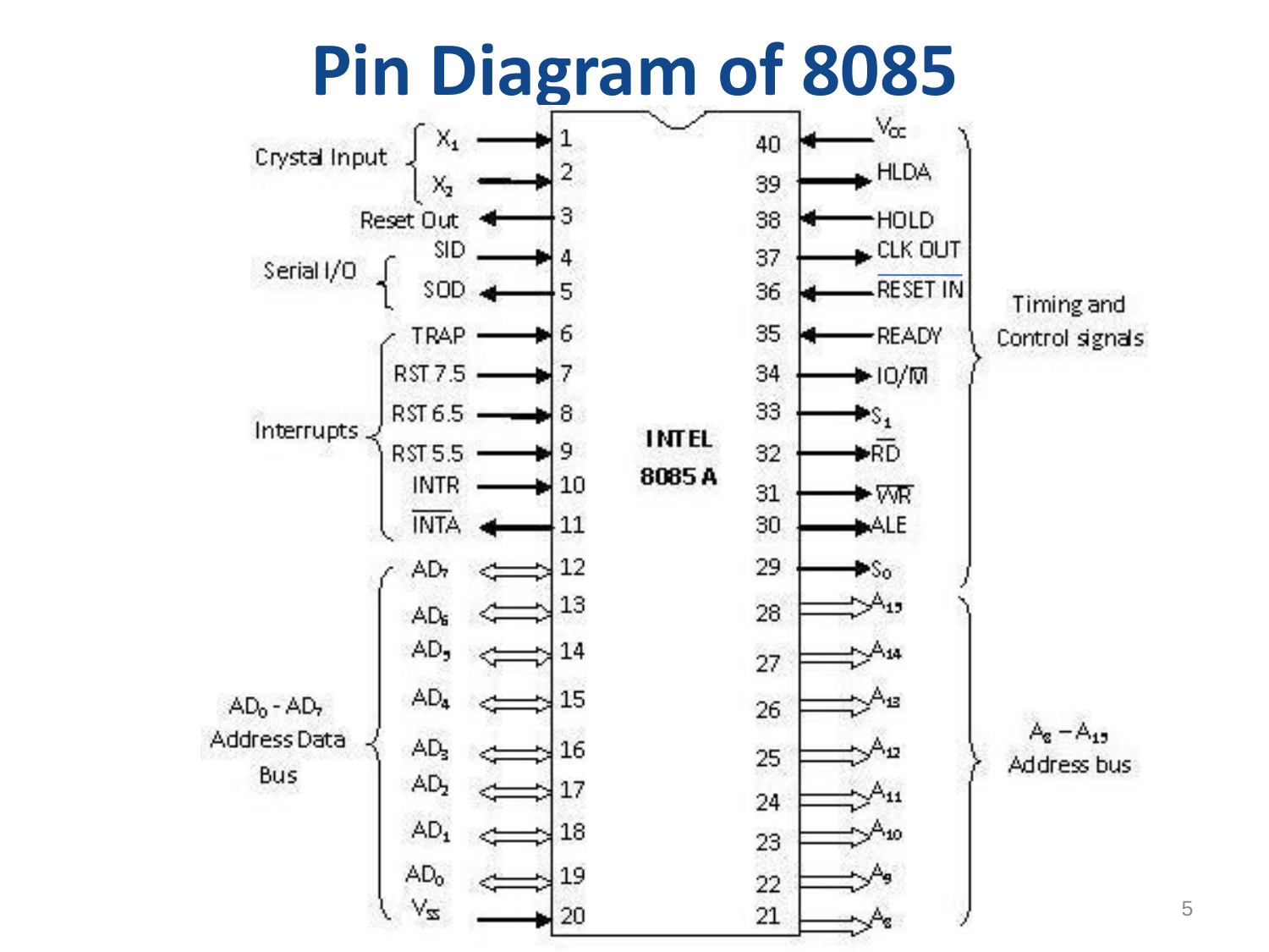# Pin Diagram of 8085

| Group | Signal | Direction | Pin | Pin | Direction | Signal | Group |
|---|---|---|---|---|---|---|---|
| Crystal Input | $X_1$ | In | 1 | 40 | In | $V_{cc}$ | Timing and Control signals |
| Crystal Input | $X_2$ | In | 2 | 39 | Out | HLDA | Timing and Control signals |
| | Reset Out | Out | 3 | 38 | In | HOLD | Timing and Control signals |
| Serial I/O | SID | In | 4 | 37 | Out | CLK OUT | Timing and Control signals |
| Serial I/O | SOD | Out | 5 | 36 | In | $\overline{\text{RESET IN}}$ | Timing and Control signals |
| Interrupts | TRAP | In | 6 | 35 | In | READY | Timing and Control signals |
| Interrupts | RST 7.5 | In | 7 | 34 | Out | IO/$\overline{\text{M}}$ | Timing and Control signals |
| Interrupts | RST 6.5 | In | 8 | 33 | Out | $S_1$ | Timing and Control signals |
| Interrupts | RST 5.5 | In | 9 | 32 | Out | $\overline{\text{RD}}$ | Timing and Control signals |
| Interrupts | INTR | In | 10 | 31 | Out | $\overline{\text{WR}}$ | Timing and Control signals |
| Interrupts | $\overline{\text{INTA}}$ | Out | 11 | 30 | Out | ALE | Timing and Control signals |
| $AD_0$ - $AD_7$ Address Data Bus | $AD_7$ | Bidirectional | 12 | 29 | Out | $S_0$ | Timing and Control signals |
| $AD_0$ - $AD_7$ Address Data Bus | $AD_6$ | Bidirectional | 13 | 28 | Out | $A_{15}$ | $A_8 - A_{15}$ Address bus |
| $AD_0$ - $AD_7$ Address Data Bus | $AD_5$ | Bidirectional | 14 | 27 | Out | $A_{14}$ | $A_8 - A_{15}$ Address bus |
| $AD_0$ - $AD_7$ Address Data Bus | $AD_4$ | Bidirectional | 15 | 26 | Out | $A_{13}$ | $A_8 - A_{15}$ Address bus |
| $AD_0$ - $AD_7$ Address Data Bus | $AD_3$ | Bidirectional | 16 | 25 | Out | $A_{12}$ | $A_8 - A_{15}$ Address bus |
| $AD_0$ - $AD_7$ Address Data Bus | $AD_2$ | Bidirectional | 17 | 24 | Out | $A_{11}$ | $A_8 - A_{15}$ Address bus |
| $AD_0$ - $AD_7$ Address Data Bus | $AD_1$ | Bidirectional | 18 | 23 | Out | $A_{10}$ | $A_8 - A_{15}$ Address bus |
| $AD_0$ - $AD_7$ Address Data Bus | $AD_0$ | Bidirectional | 19 | 22 | Out | $A_9$ | $A_8 - A_{15}$ Address bus |
| | $V_{ss}$ | In | 20 | 21 | Out | $A_8$ | $A_8 - A_{15}$ Address bus |

INTEL 8085 A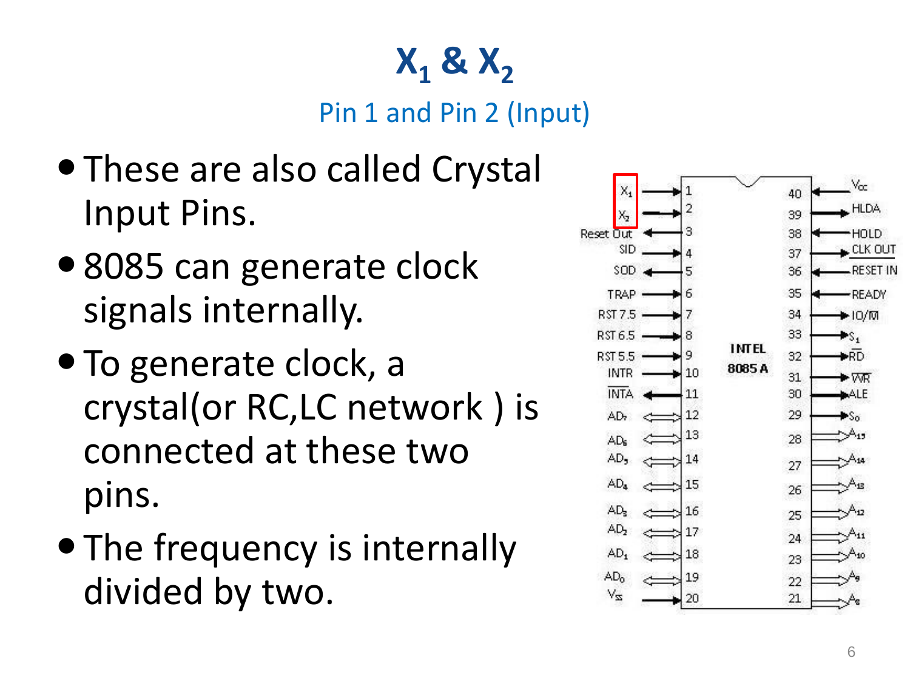# $X_1$ & $X_2$

Pin 1 and Pin 2 (Input)

- These are also called Crystal Input Pins.
- 8085 can generate clock signals internally.
- To generate clock, a crystal(or RC,LC network ) is connected at these two pins.
- The frequency is internally divided by two.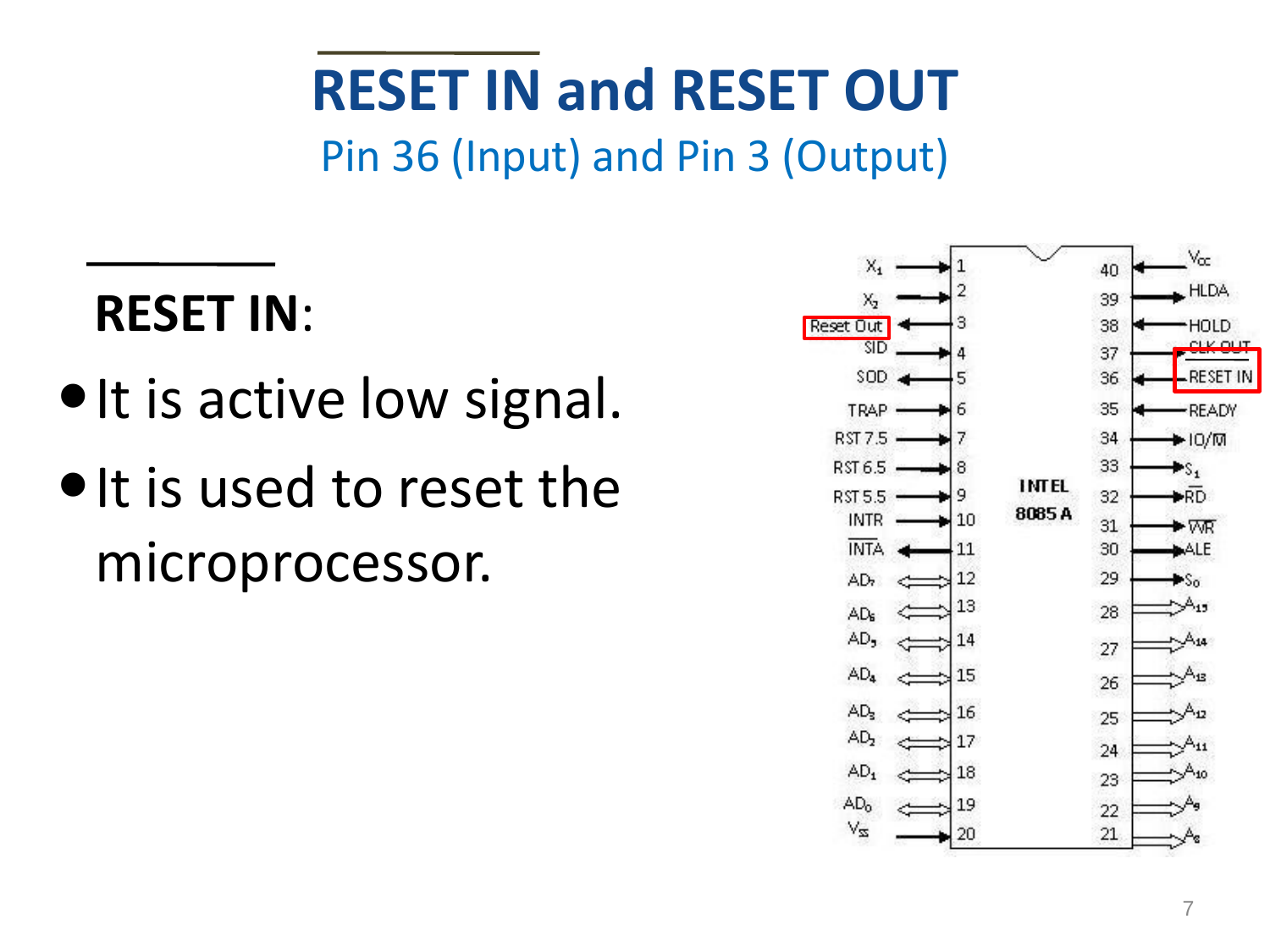# RESET IN and RESET OUT

## Pin 36 (Input) and Pin 3 (Output)

**$\overline{\text{RESET IN}}$**:

- It is active low signal.
- It is used to reset the microprocessor.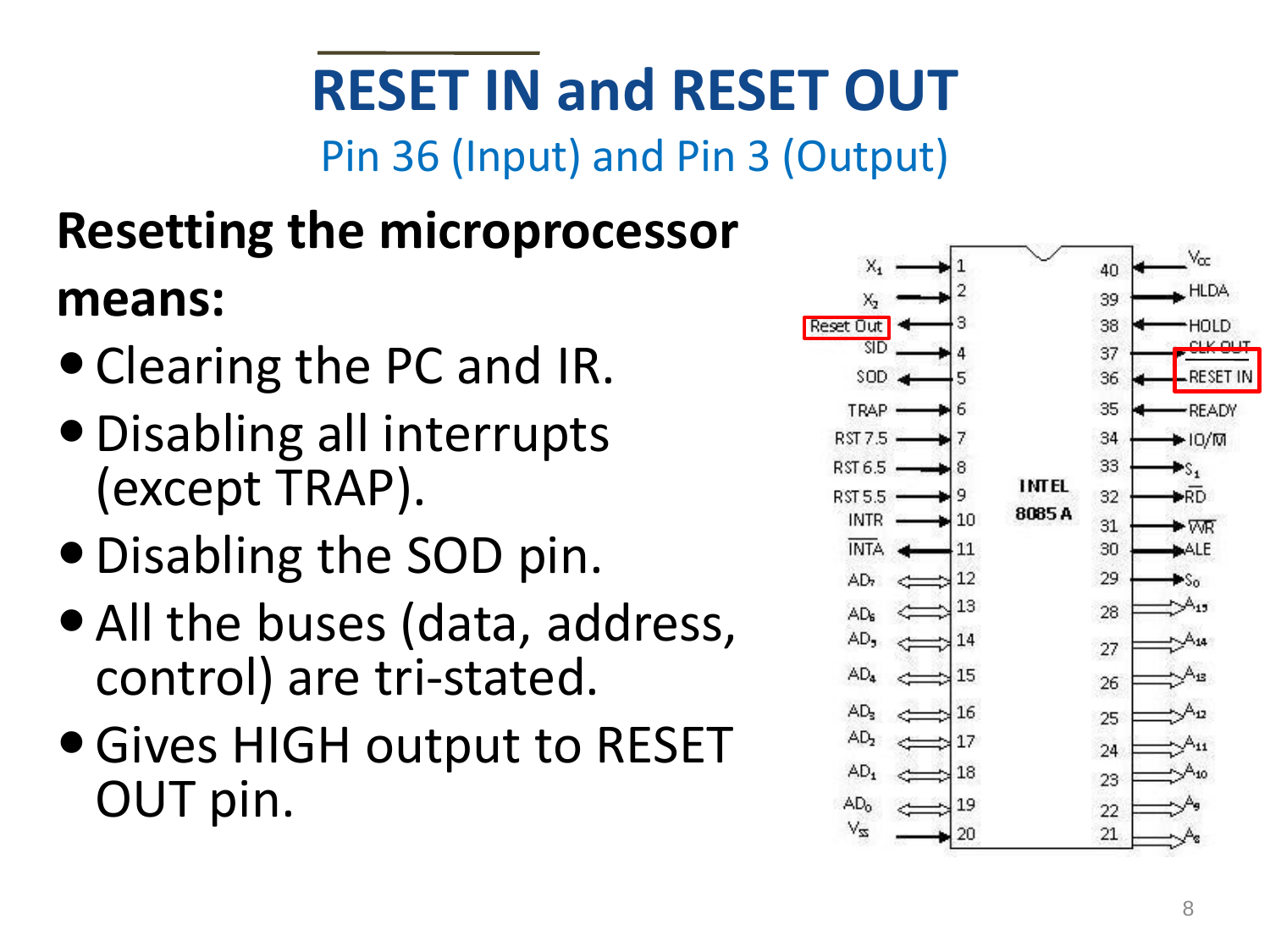# RESET IN and RESET OUT

Pin 36 (Input) and Pin 3 (Output)

**Resetting the microprocessor means:**

- Clearing the PC and IR.
- Disabling all interrupts (except TRAP).
- Disabling the SOD pin.
- All the buses (data, address, control) are tri-stated.
- Gives HIGH output to RESET OUT pin.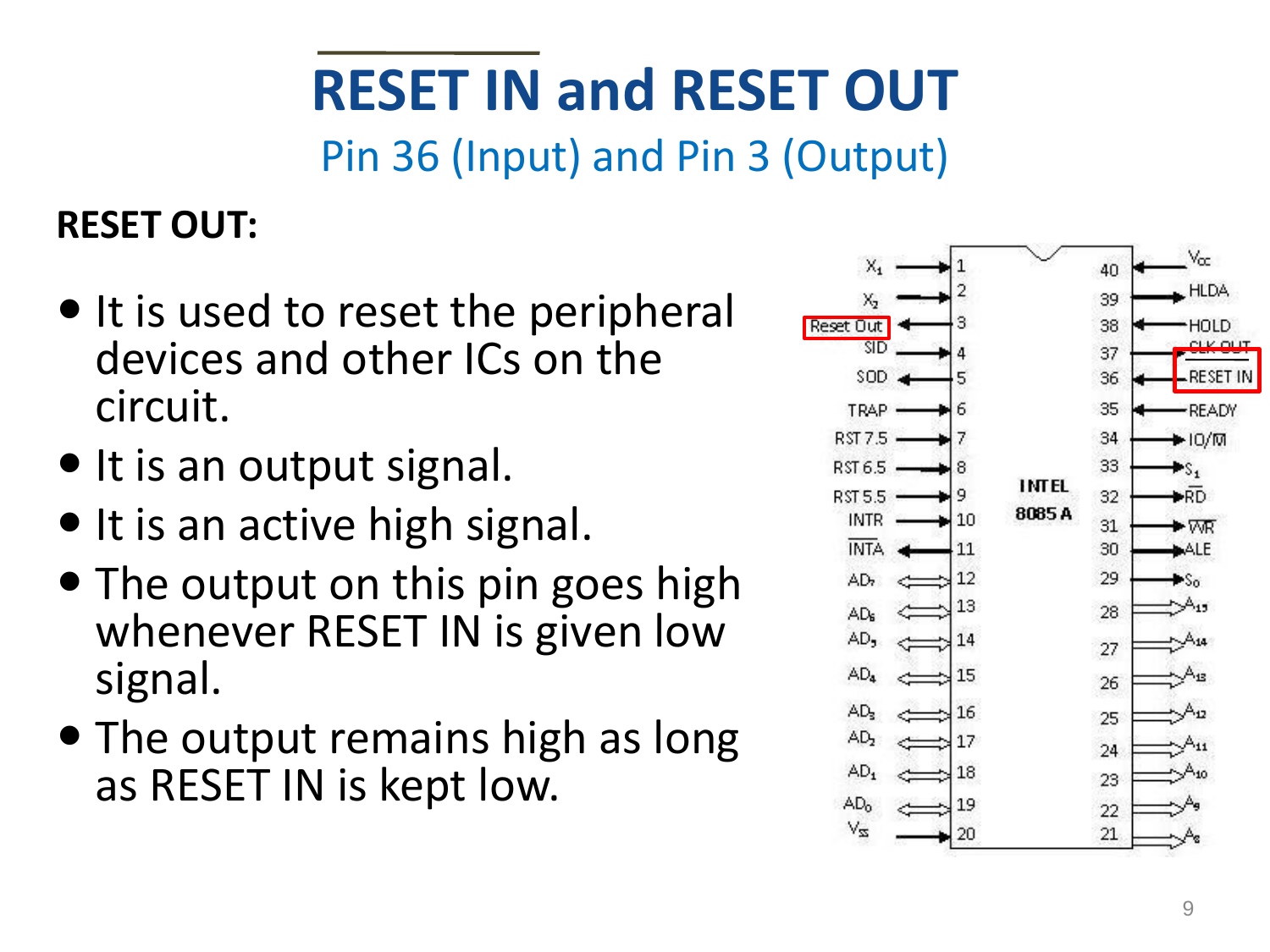# RESET IN and RESET OUT

## Pin 36 (Input) and Pin 3 (Output)

**RESET OUT:**

- It is used to reset the peripheral devices and other ICs on the circuit.
- It is an output signal.
- It is an active high signal.
- The output on this pin goes high whenever RESET IN is given low signal.
- The output remains high as long as RESET IN is kept low.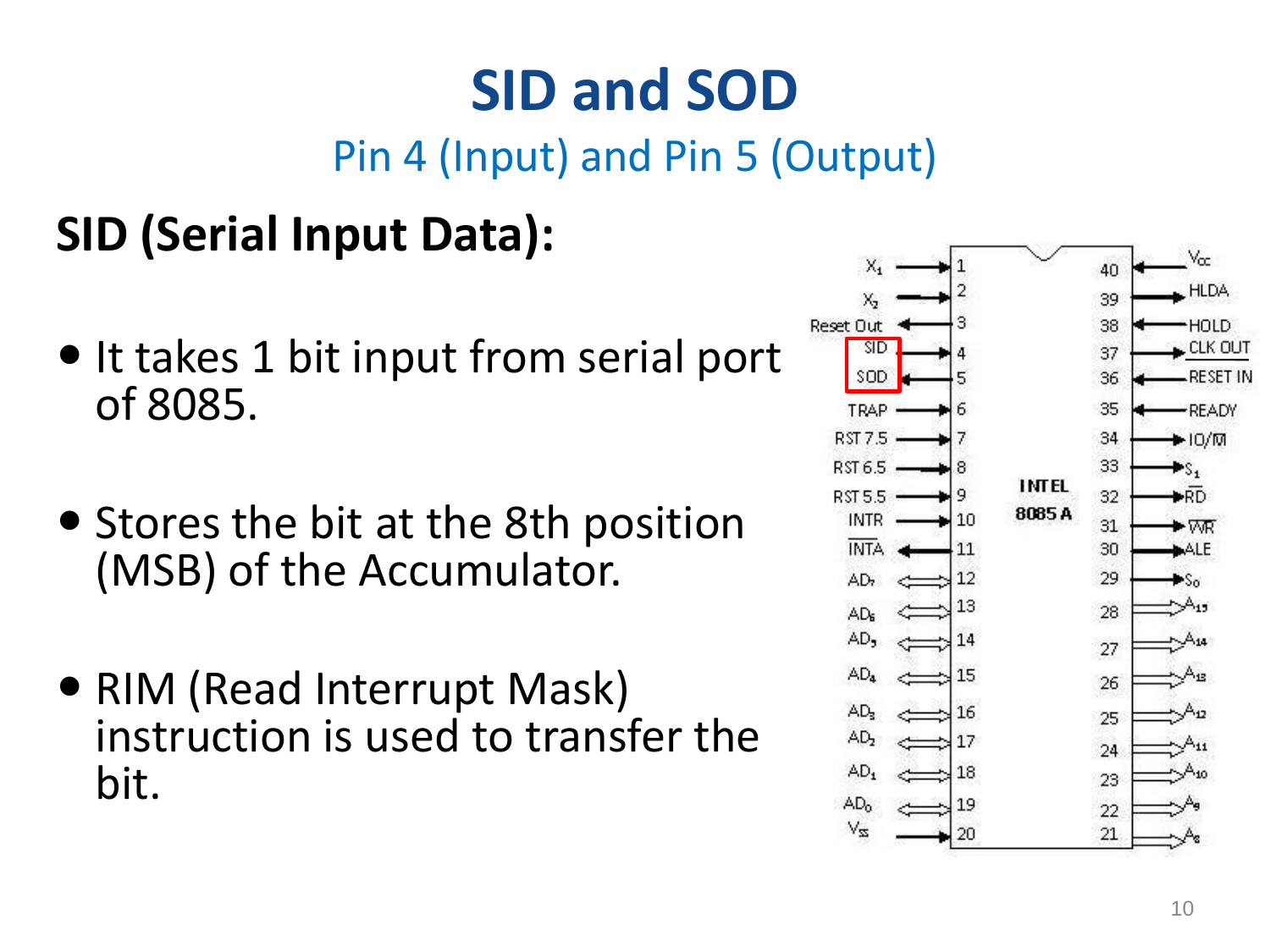# SID and SOD

Pin 4 (Input) and Pin 5 (Output)

## SID (Serial Input Data):

- It takes 1 bit input from serial port of 8085.
- Stores the bit at the 8th position (MSB) of the Accumulator.
- RIM (Read Interrupt Mask) instruction is used to transfer the bit.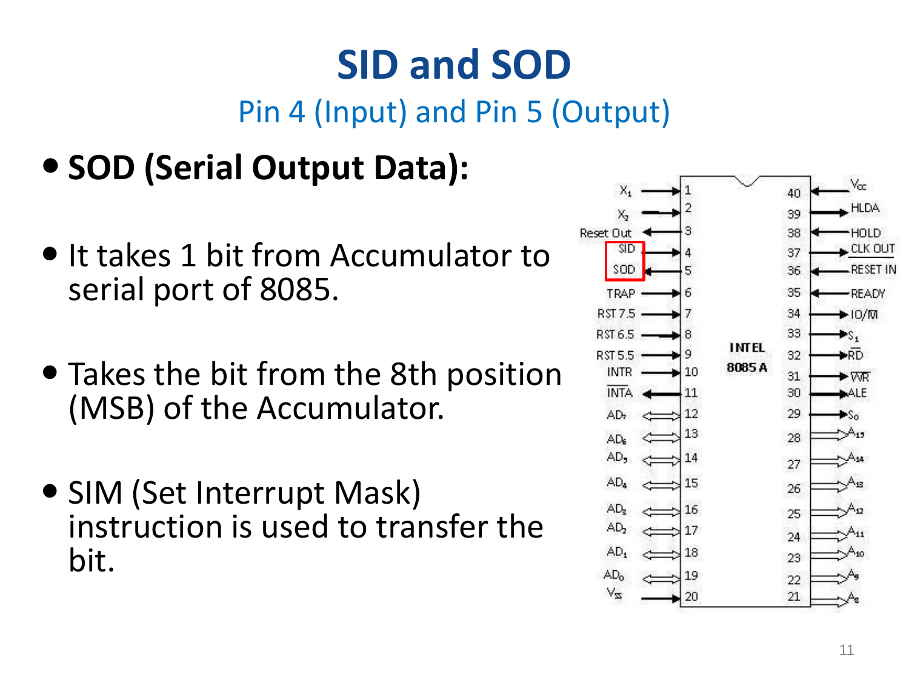# SID and SOD

Pin 4 (Input) and Pin 5 (Output)

- **SOD (Serial Output Data):**
- It takes 1 bit from Accumulator to serial port of 8085.
- Takes the bit from the 8th position (MSB) of the Accumulator.
- SIM (Set Interrupt Mask) instruction is used to transfer the bit.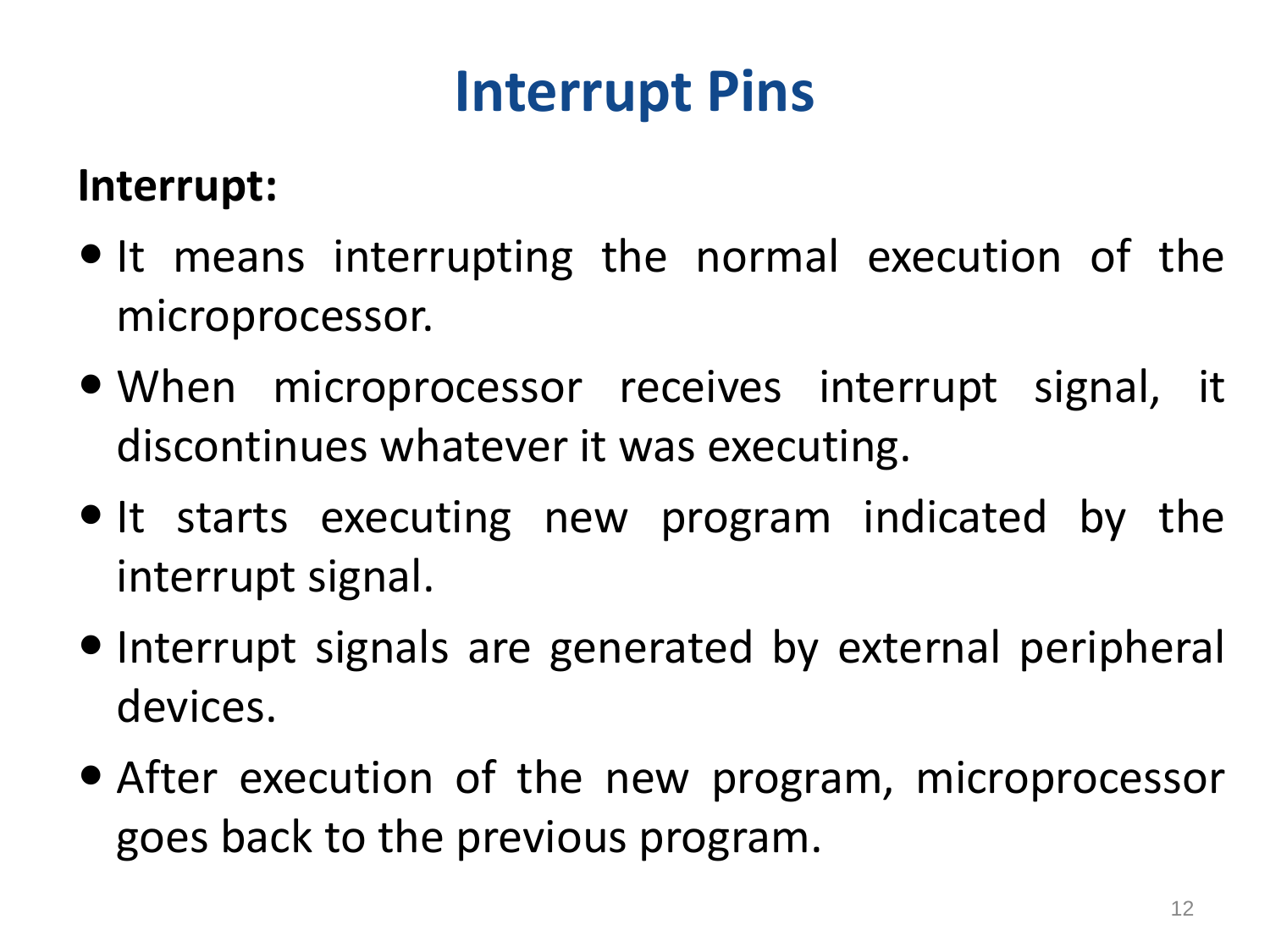# Interrupt Pins

**Interrupt:**

- It means interrupting the normal execution of the microprocessor.
- When microprocessor receives interrupt signal, it discontinues whatever it was executing.
- It starts executing new program indicated by the interrupt signal.
- Interrupt signals are generated by external peripheral devices.
- After execution of the new program, microprocessor goes back to the previous program.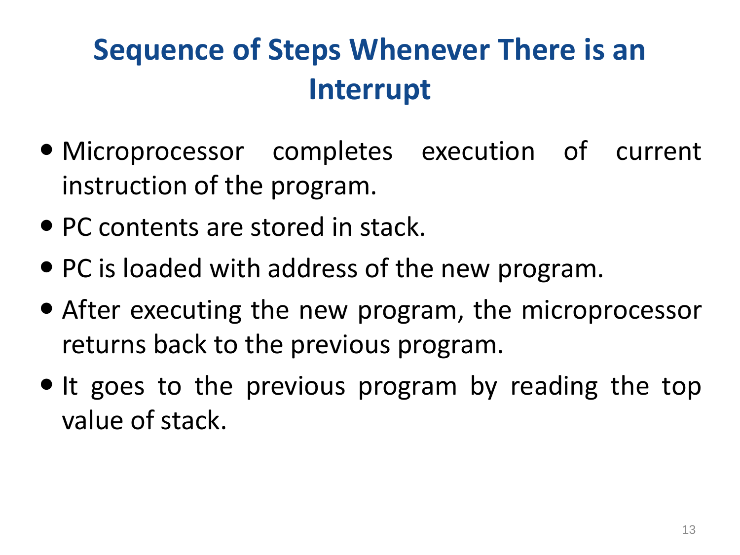# Sequence of Steps Whenever There is an Interrupt

- Microprocessor completes execution of current instruction of the program.
- PC contents are stored in stack.
- PC is loaded with address of the new program.
- After executing the new program, the microprocessor returns back to the previous program.
- It goes to the previous program by reading the top value of stack.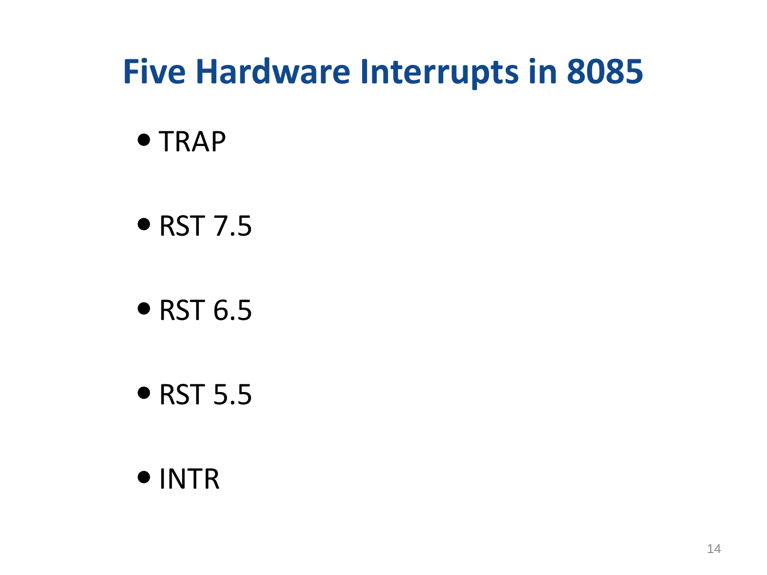# Five Hardware Interrupts in 8085

- TRAP
- RST 7.5
- RST 6.5
- RST 5.5
- INTR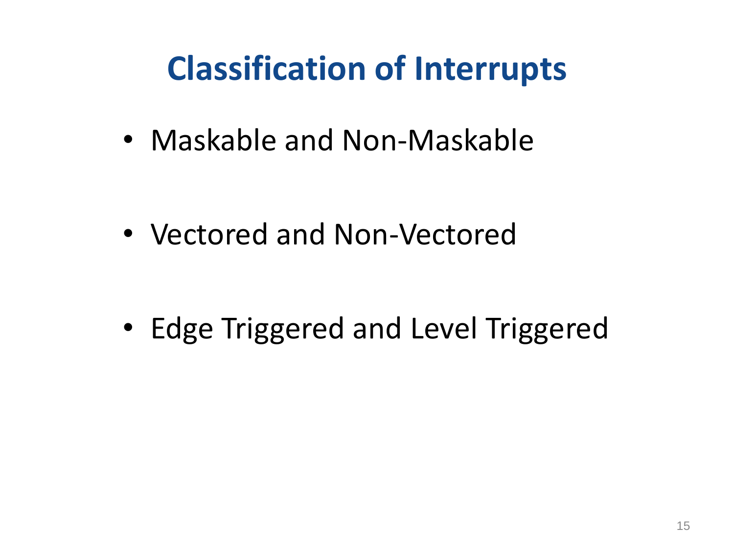# Classification of Interrupts

- Maskable and Non-Maskable

- Vectored and Non-Vectored

- Edge Triggered and Level Triggered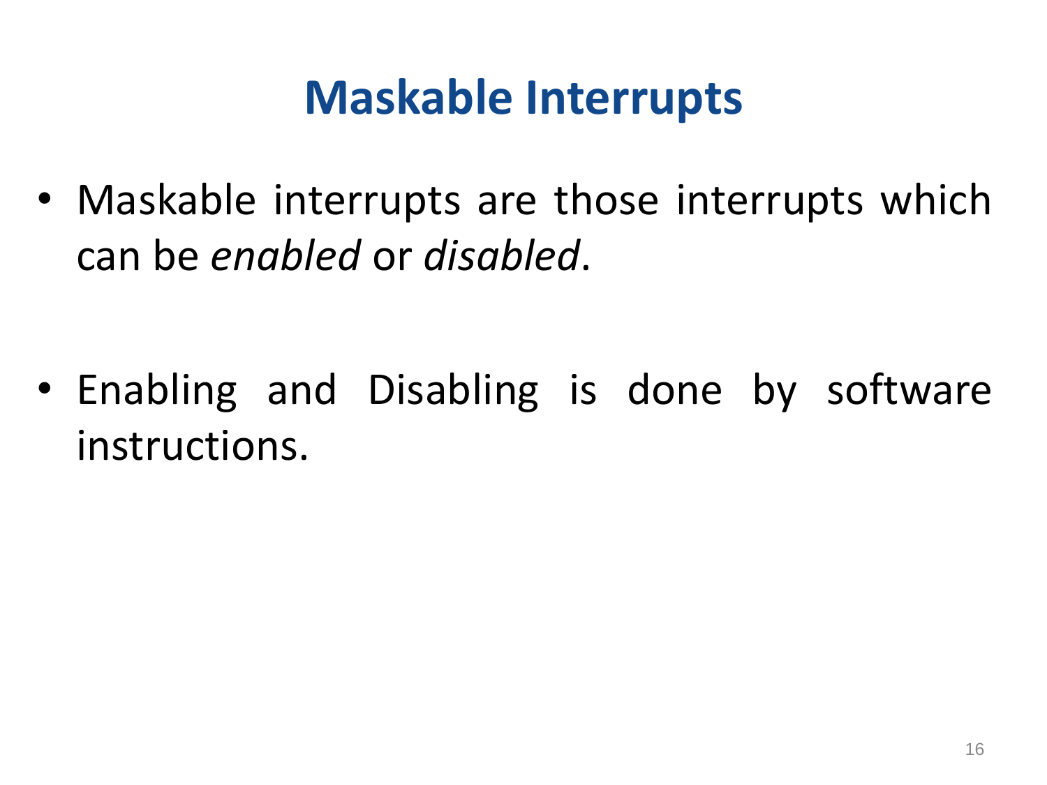# Maskable Interrupts

- Maskable interrupts are those interrupts which can be *enabled* or *disabled*.

- Enabling and Disabling is done by software instructions.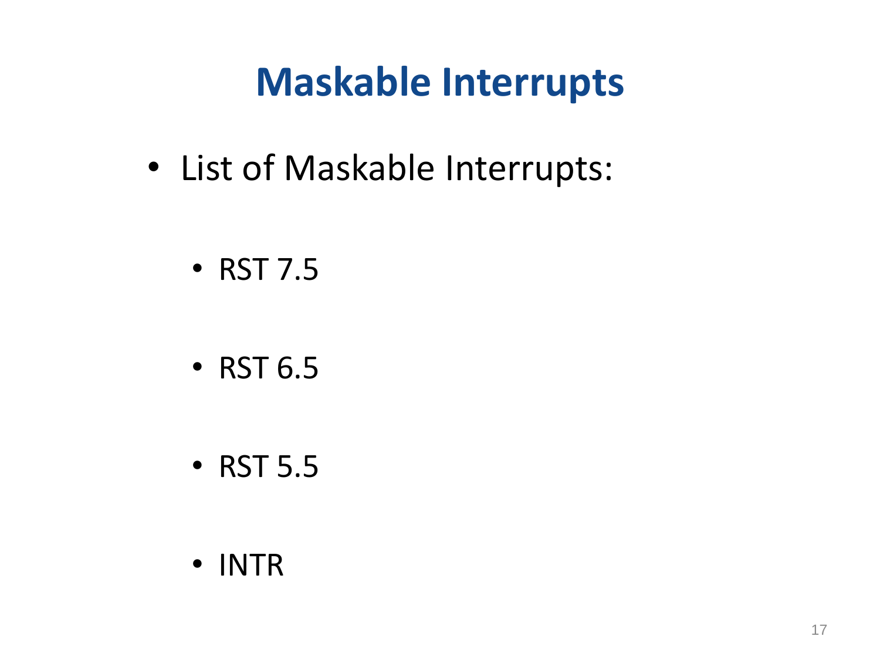# Maskable Interrupts

- List of Maskable Interrupts:
  - RST 7.5
  - RST 6.5
  - RST 5.5
  - INTR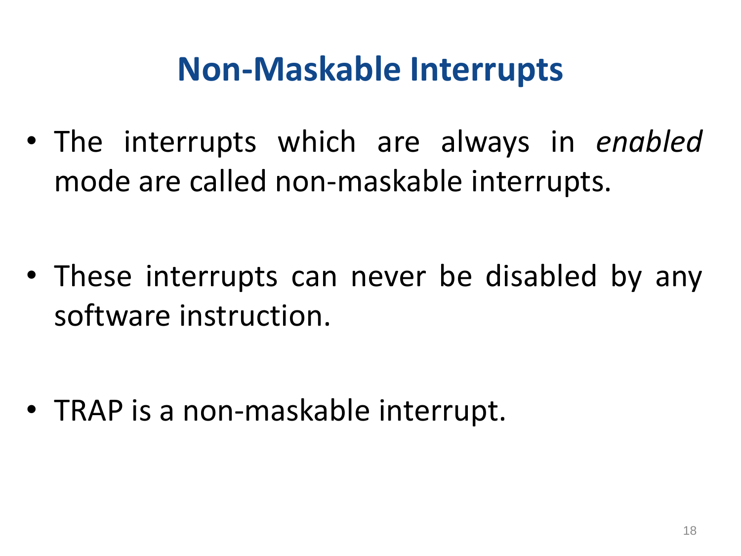# Non-Maskable Interrupts

- The interrupts which are always in *enabled* mode are called non-maskable interrupts.

- These interrupts can never be disabled by any software instruction.

- TRAP is a non-maskable interrupt.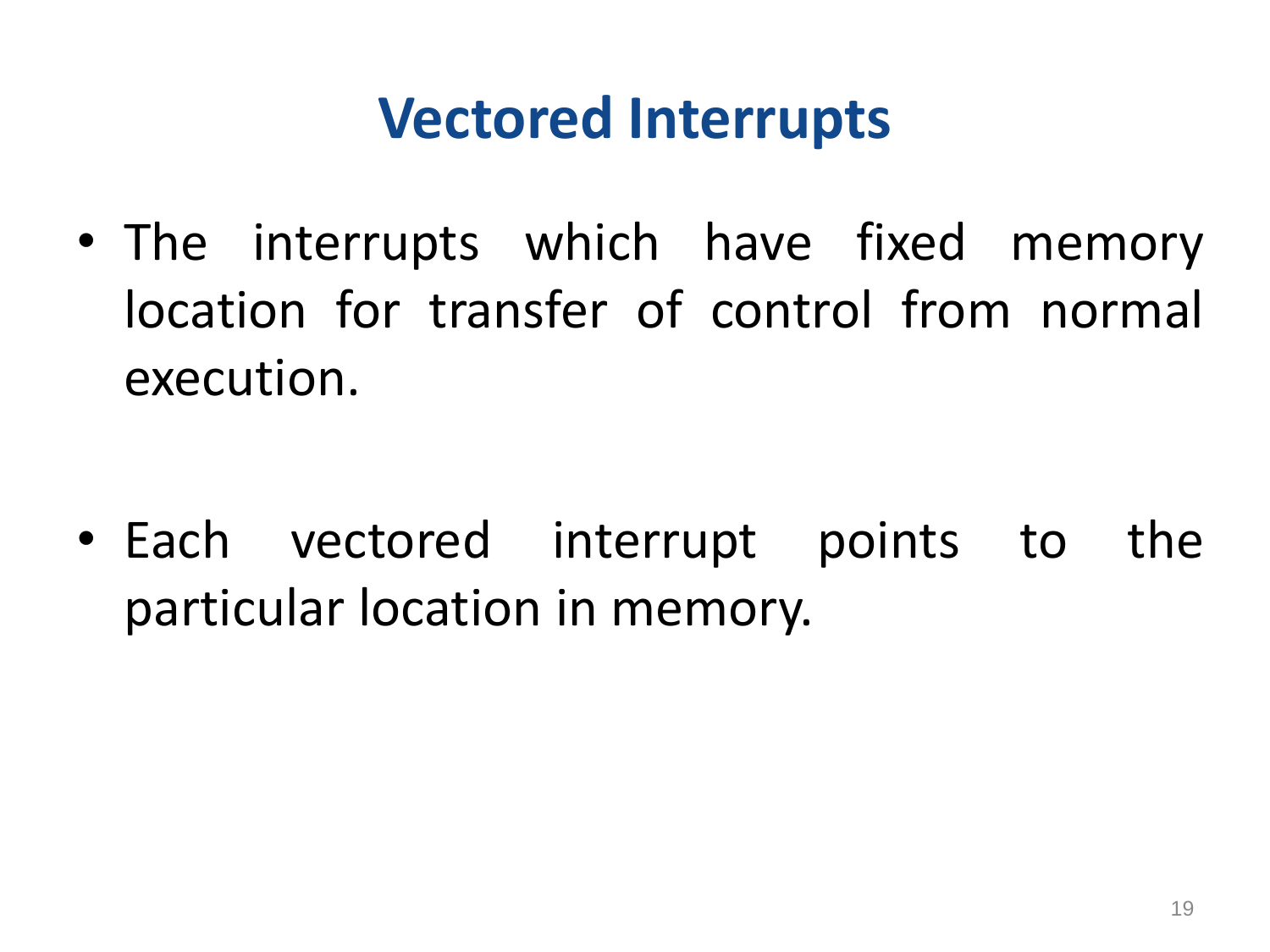# Vectored Interrupts

- The interrupts which have fixed memory location for transfer of control from normal execution.

- Each vectored interrupt points to the particular location in memory.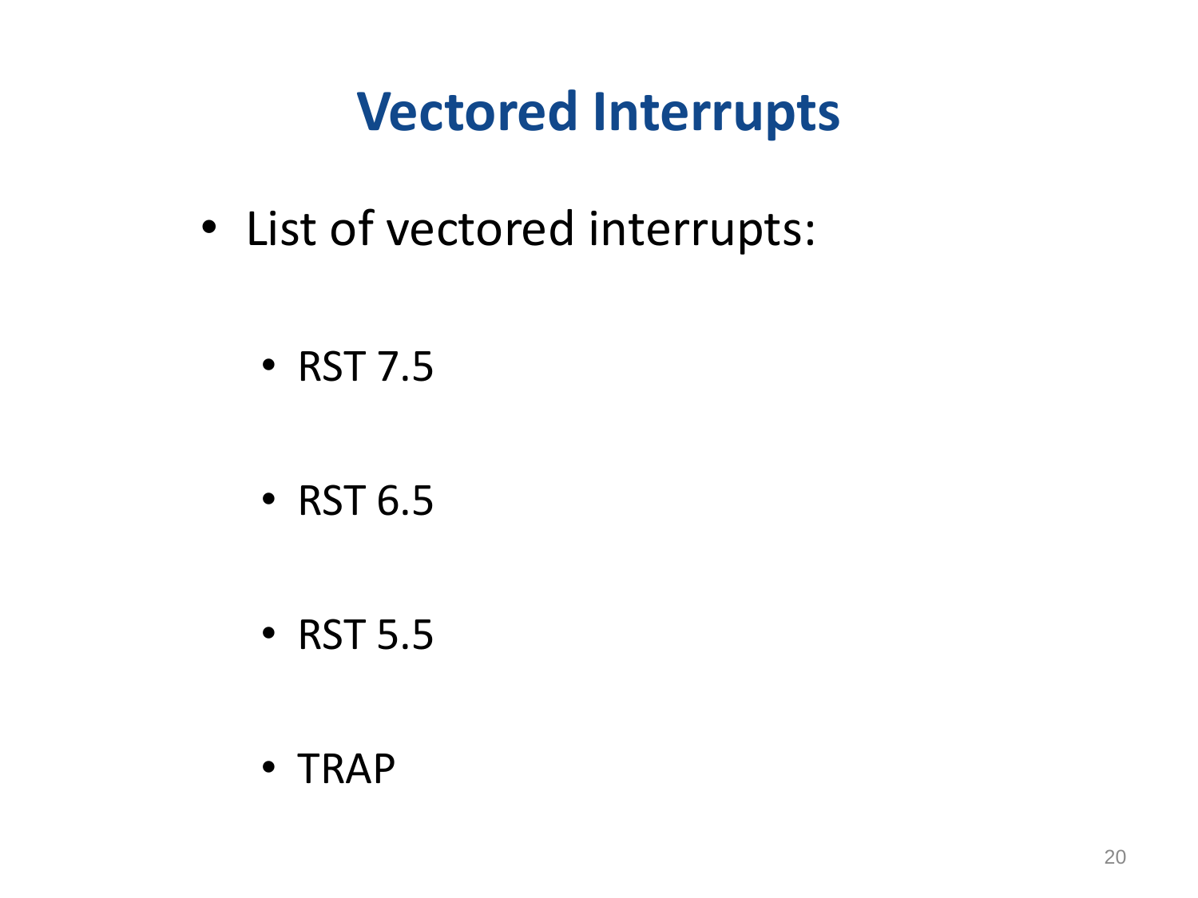# Vectored Interrupts

- List of vectored interrupts:
  - RST 7.5
  - RST 6.5
  - RST 5.5
  - TRAP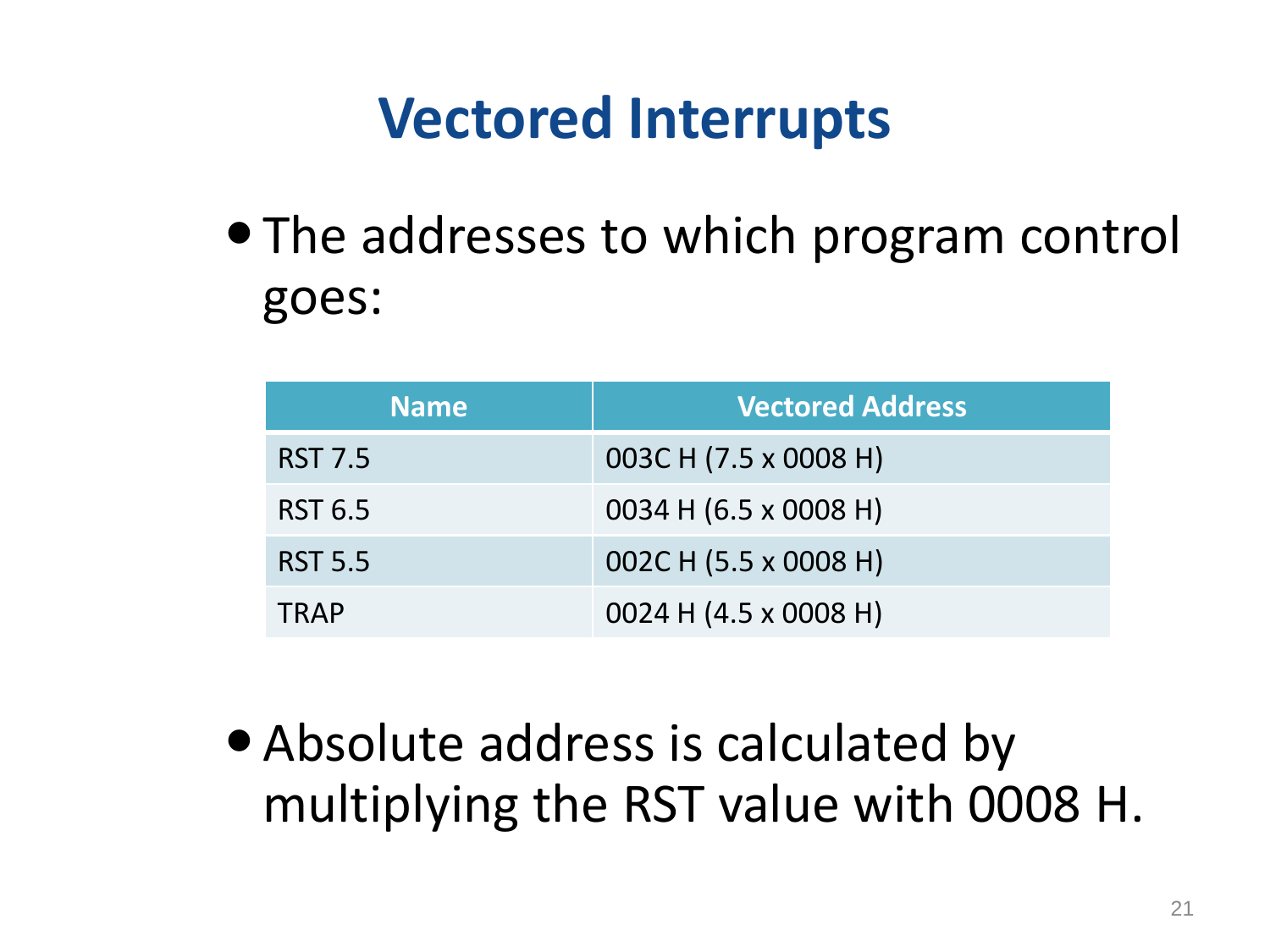# Vectored Interrupts

- The addresses to which program control goes:

| Name | Vectored Address |
| --- | --- |
| RST 7.5 | 003C H (7.5 x 0008 H) |
| RST 6.5 | 0034 H (6.5 x 0008 H) |
| RST 5.5 | 002C H (5.5 x 0008 H) |
| TRAP | 0024 H (4.5 x 0008 H) |

- Absolute address is calculated by multiplying the RST value with 0008 H.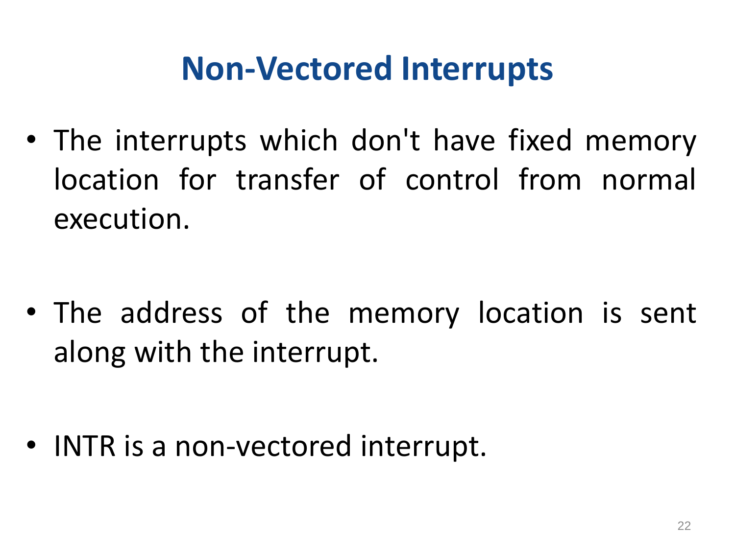# Non-Vectored Interrupts

- The interrupts which don't have fixed memory location for transfer of control from normal execution.

- The address of the memory location is sent along with the interrupt.

- INTR is a non-vectored interrupt.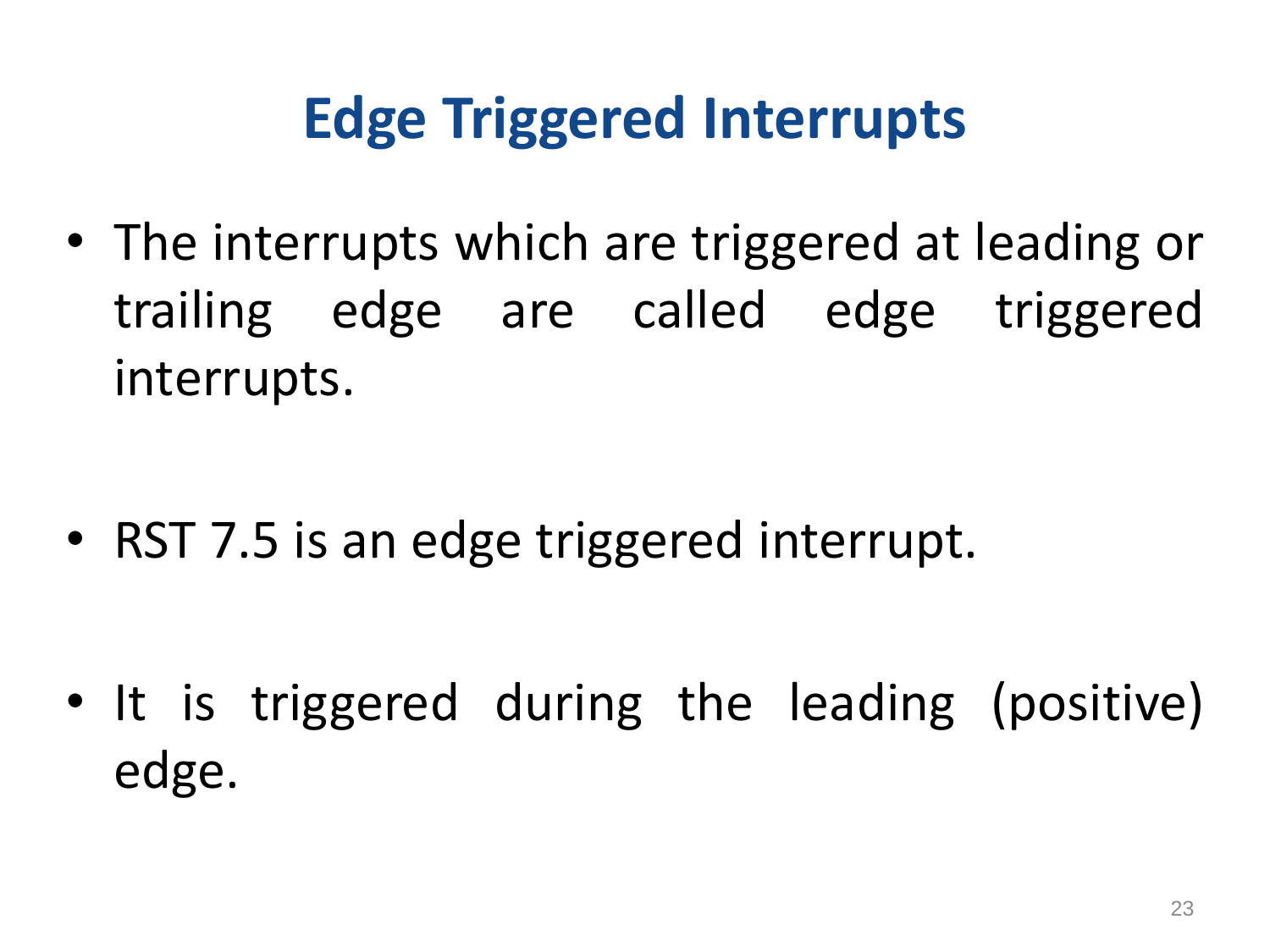# Edge Triggered Interrupts

- The interrupts which are triggered at leading or trailing edge are called edge triggered interrupts.

- RST 7.5 is an edge triggered interrupt.

- It is triggered during the leading (positive) edge.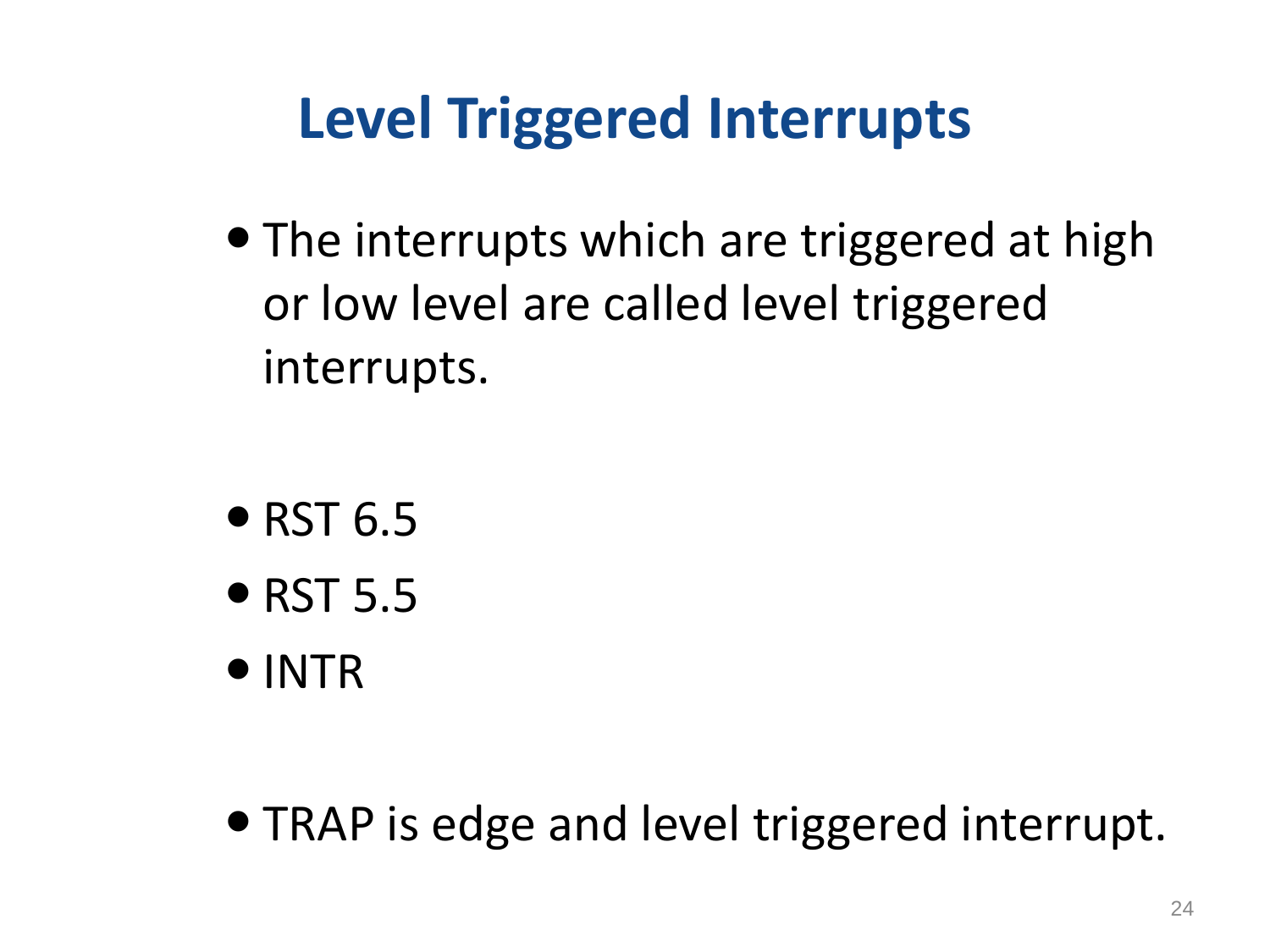# Level Triggered Interrupts

- The interrupts which are triggered at high or low level are called level triggered interrupts.

- RST 6.5
- RST 5.5
- INTR

- TRAP is edge and level triggered interrupt.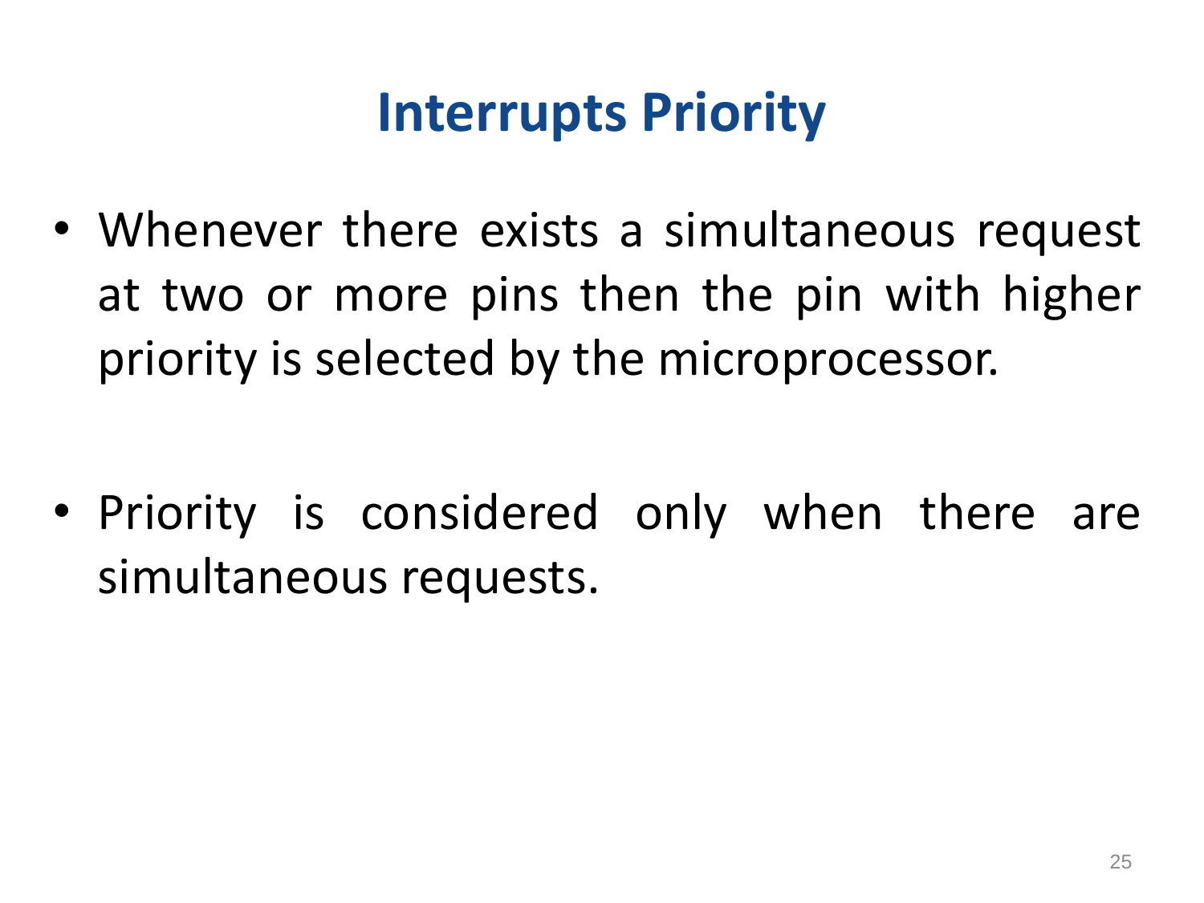# Interrupts Priority

- Whenever there exists a simultaneous request at two or more pins then the pin with higher priority is selected by the microprocessor.

- Priority is considered only when there are simultaneous requests.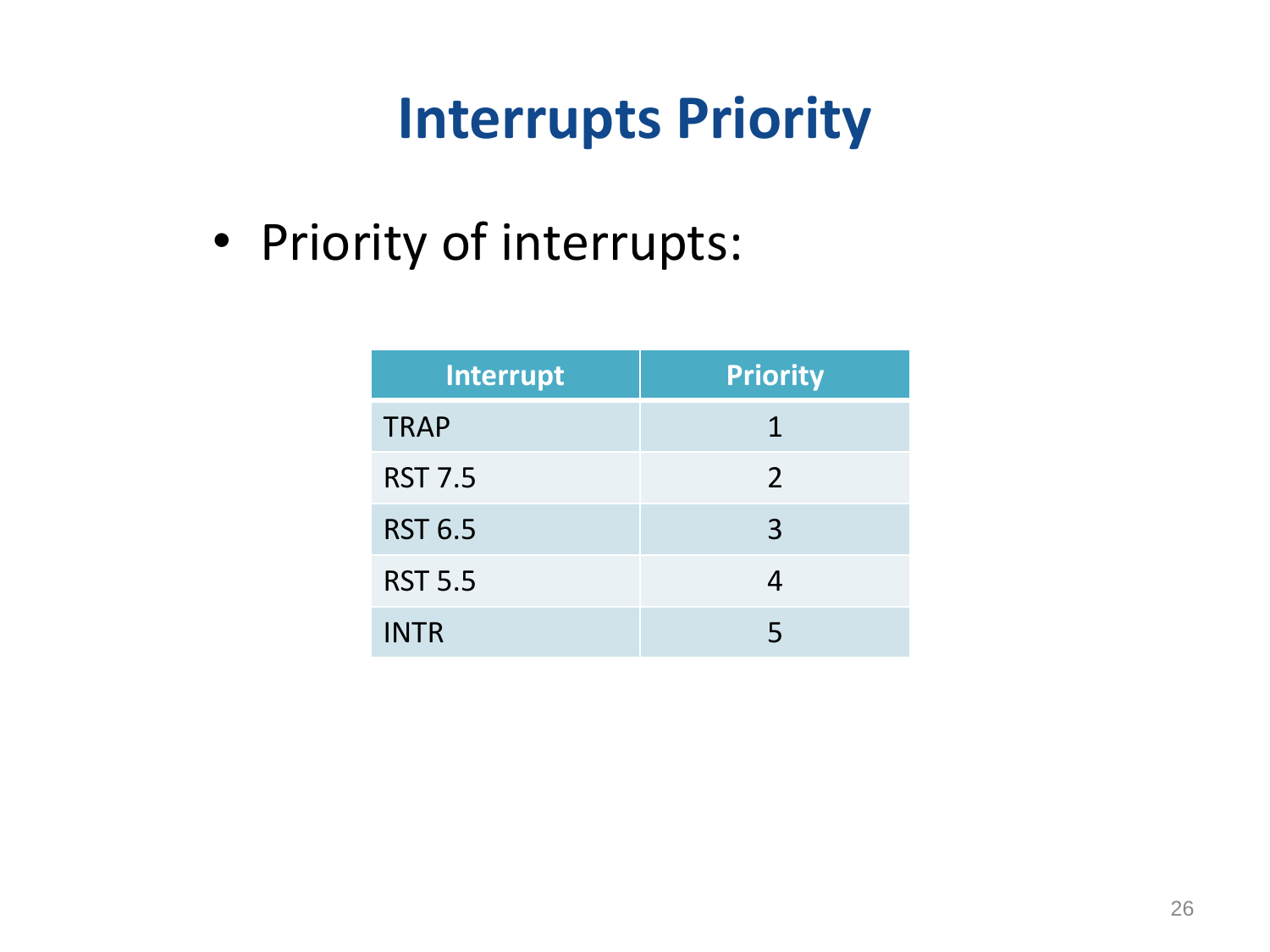# Interrupts Priority

- Priority of interrupts:

| Interrupt | Priority |
|---|---|
| TRAP | 1 |
| RST 7.5 | 2 |
| RST 6.5 | 3 |
| RST 5.5 | 4 |
| INTR | 5 |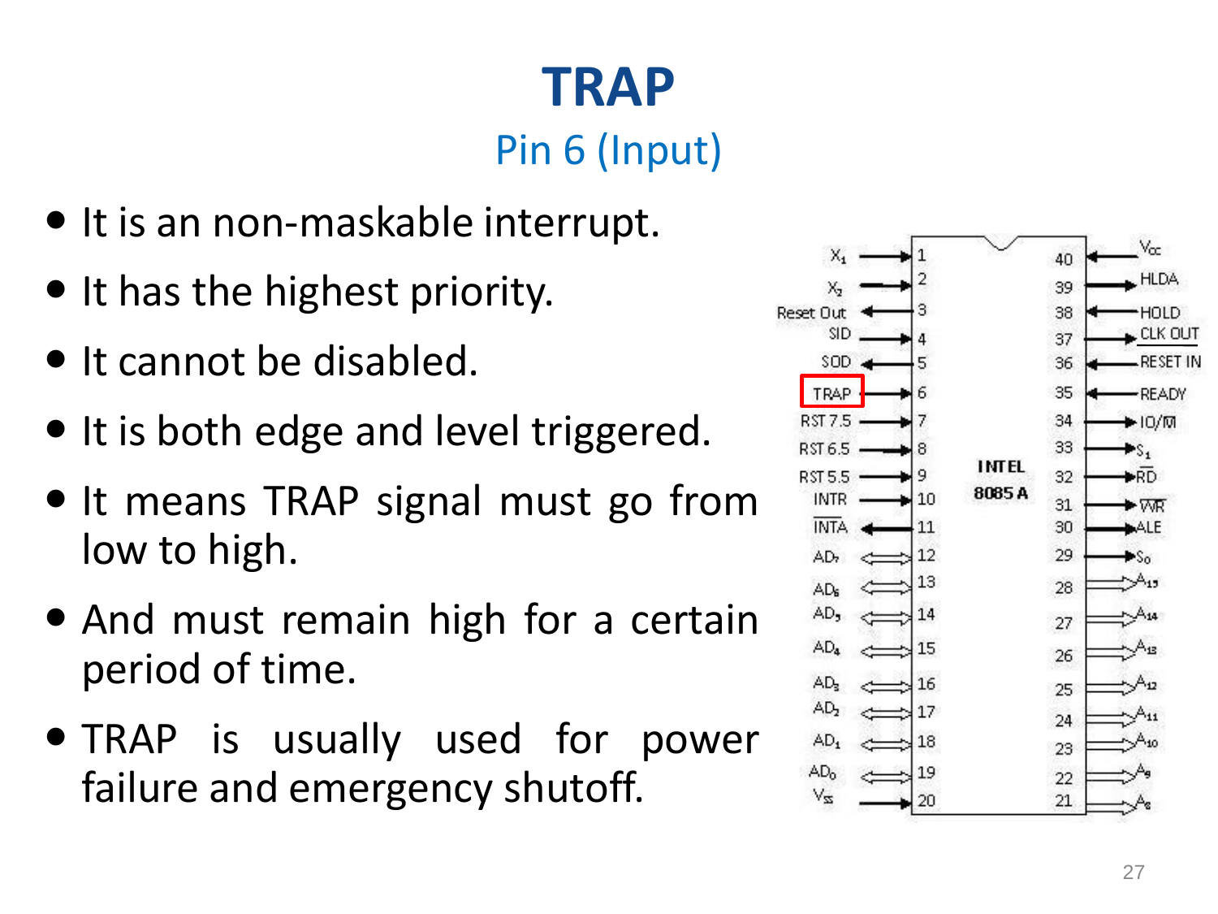# TRAP

## Pin 6 (Input)

- It is an non-maskable interrupt.
- It has the highest priority.
- It cannot be disabled.
- It is both edge and level triggered.
- It means TRAP signal must go from low to high.
- And must remain high for a certain period of time.
- TRAP is usually used for power failure and emergency shutoff.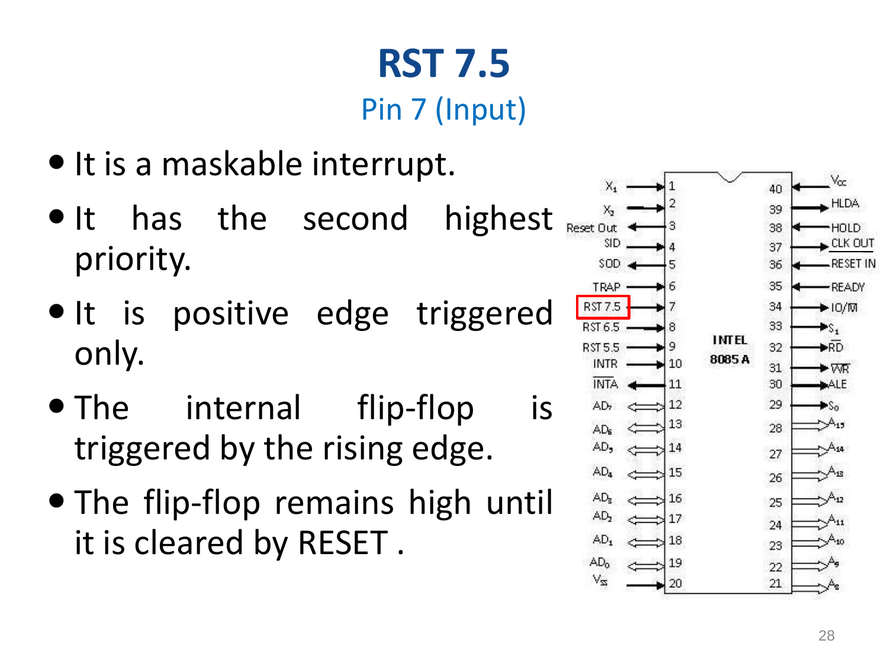# RST 7.5

## Pin 7 (Input)

- It is a maskable interrupt.
- It has the second highest priority.
- It is positive edge triggered only.
- The internal flip-flop is triggered by the rising edge.
- The flip-flop remains high until it is cleared by RESET .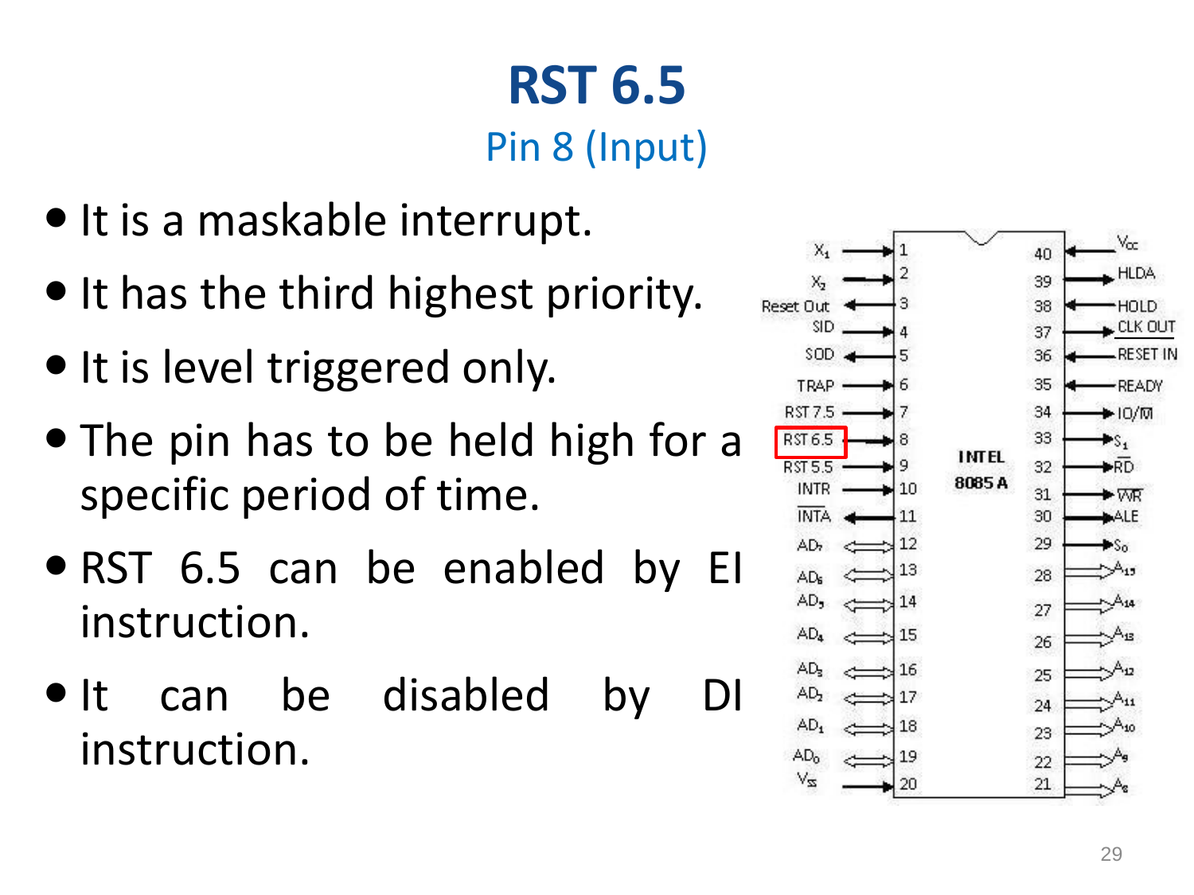# RST 6.5

## Pin 8 (Input)

- It is a maskable interrupt.
- It has the third highest priority.
- It is level triggered only.
- The pin has to be held high for a specific period of time.
- RST 6.5 can be enabled by EI instruction.
- It can be disabled by DI instruction.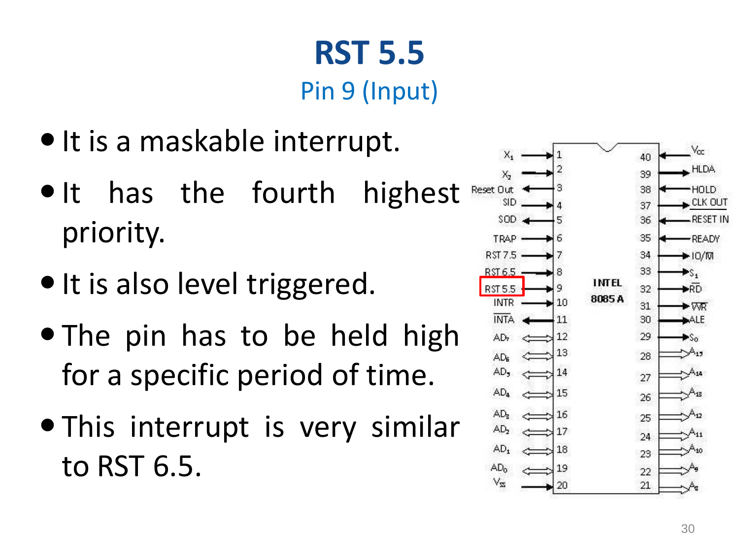# RST 5.5

Pin 9 (Input)

- It is a maskable interrupt.
- It has the fourth highest priority.
- It is also level triggered.
- The pin has to be held high for a specific period of time.
- This interrupt is very similar to RST 6.5.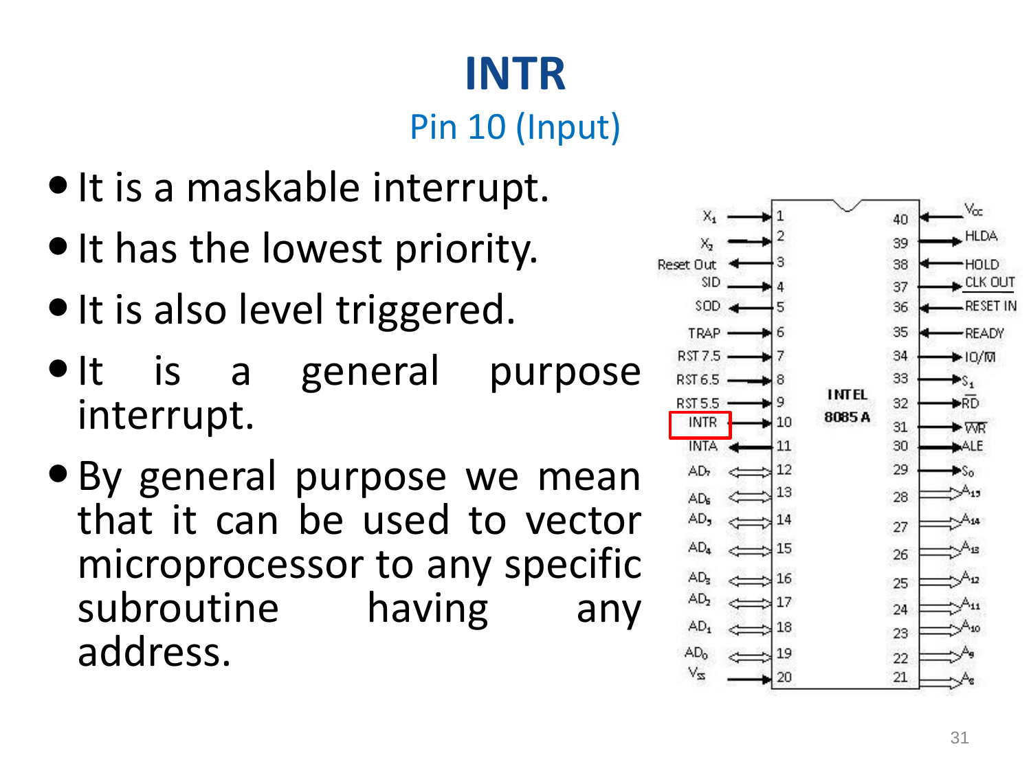# INTR

## Pin 10 (Input)

- It is a maskable interrupt.
- It has the lowest priority.
- It is also level triggered.
- It is a general purpose interrupt.
- By general purpose we mean that it can be used to vector microprocessor to any specific subroutine having any address.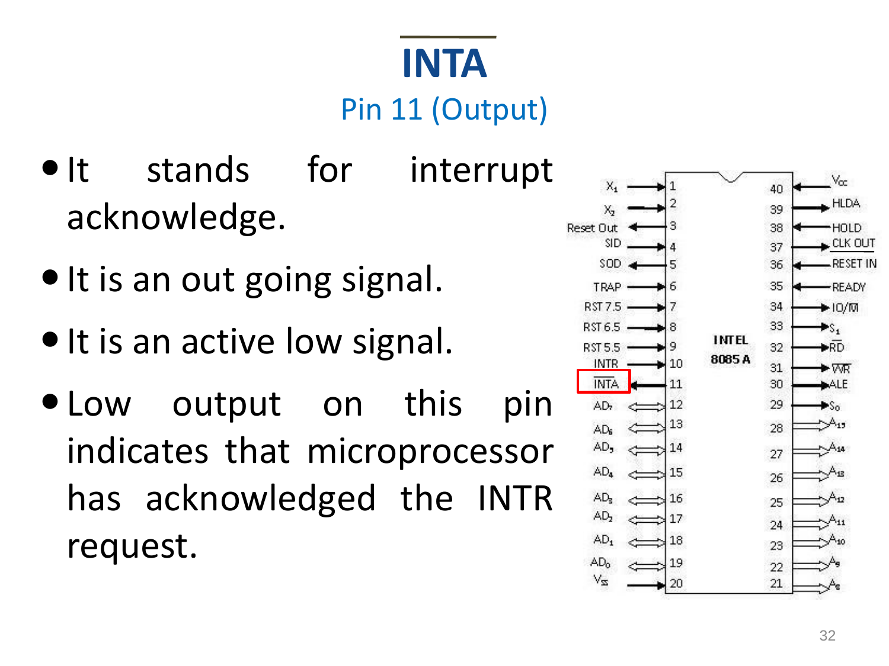# $\overline{\text{INTA}}$

## Pin 11 (Output)

- It stands for interrupt acknowledge.
- It is an out going signal.
- It is an active low signal.
- Low output on this pin indicates that microprocessor has acknowledged the INTR request.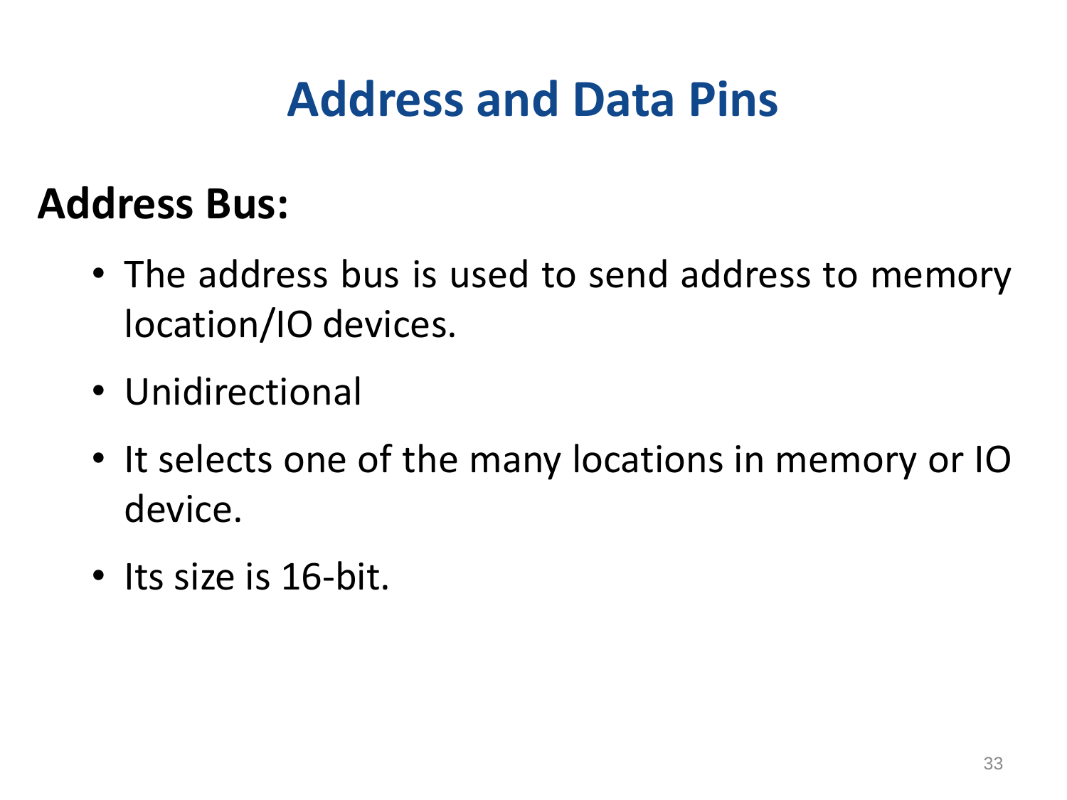# Address and Data Pins

**Address Bus:**

- The address bus is used to send address to memory location/IO devices.
- Unidirectional
- It selects one of the many locations in memory or IO device.
- Its size is 16-bit.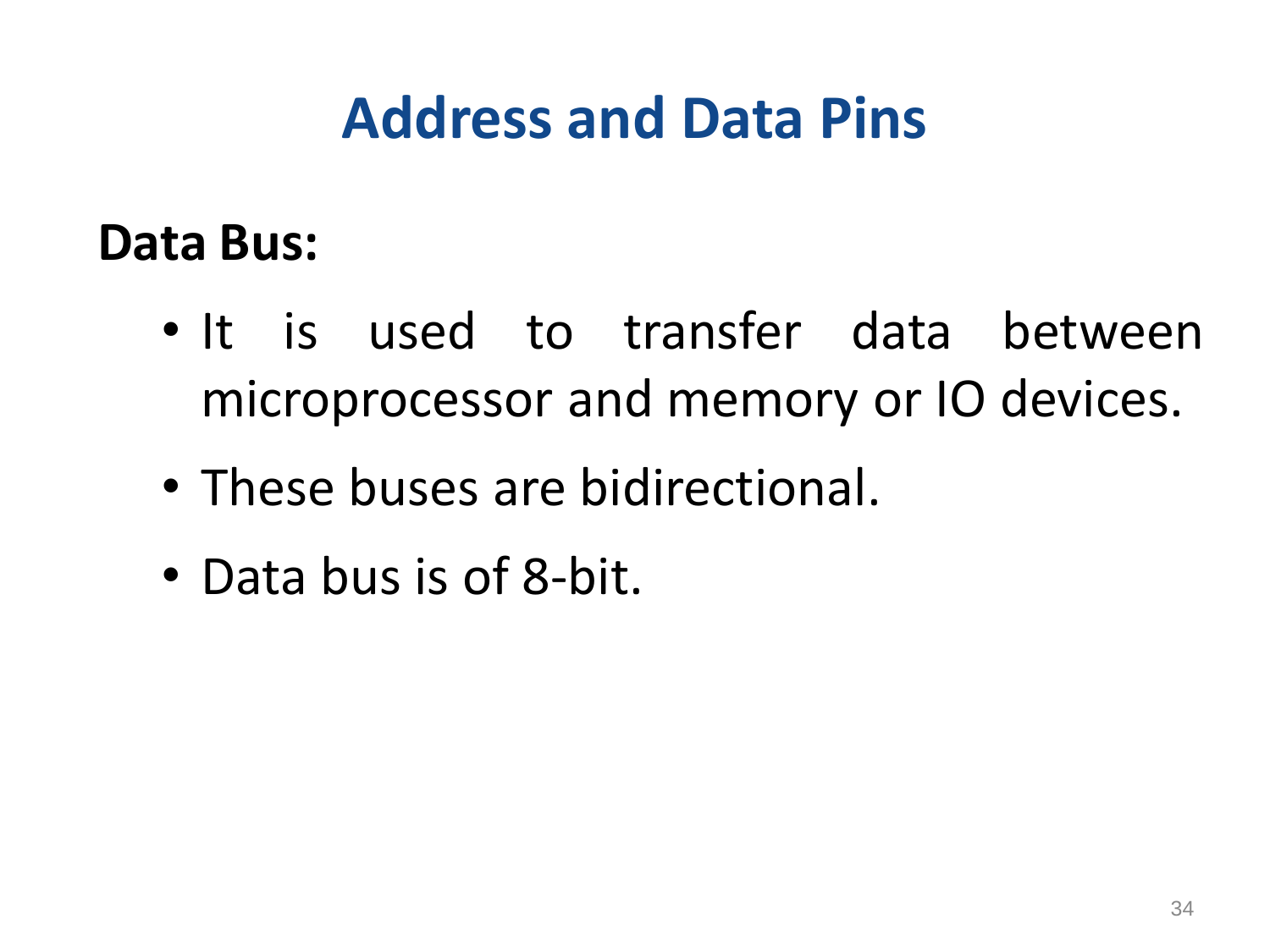# Address and Data Pins

**Data Bus:**

- It is used to transfer data between microprocessor and memory or IO devices.
- These buses are bidirectional.
- Data bus is of 8-bit.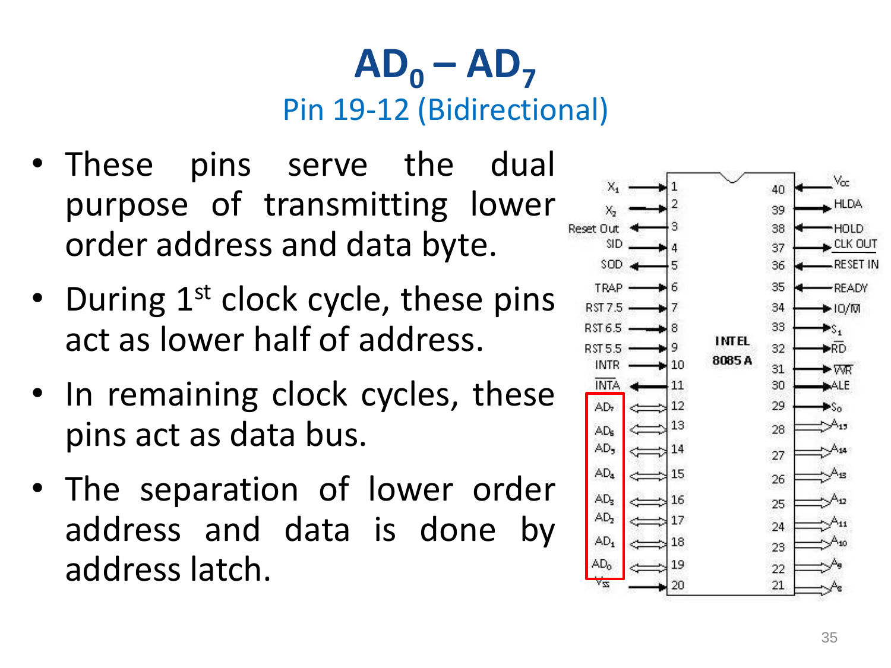# $AD_0 – AD_7$

## Pin 19-12 (Bidirectional)

- These pins serve the dual purpose of transmitting lower order address and data byte.
- During 1st clock cycle, these pins act as lower half of address.
- In remaining clock cycles, these pins act as data bus.
- The separation of lower order address and data is done by address latch.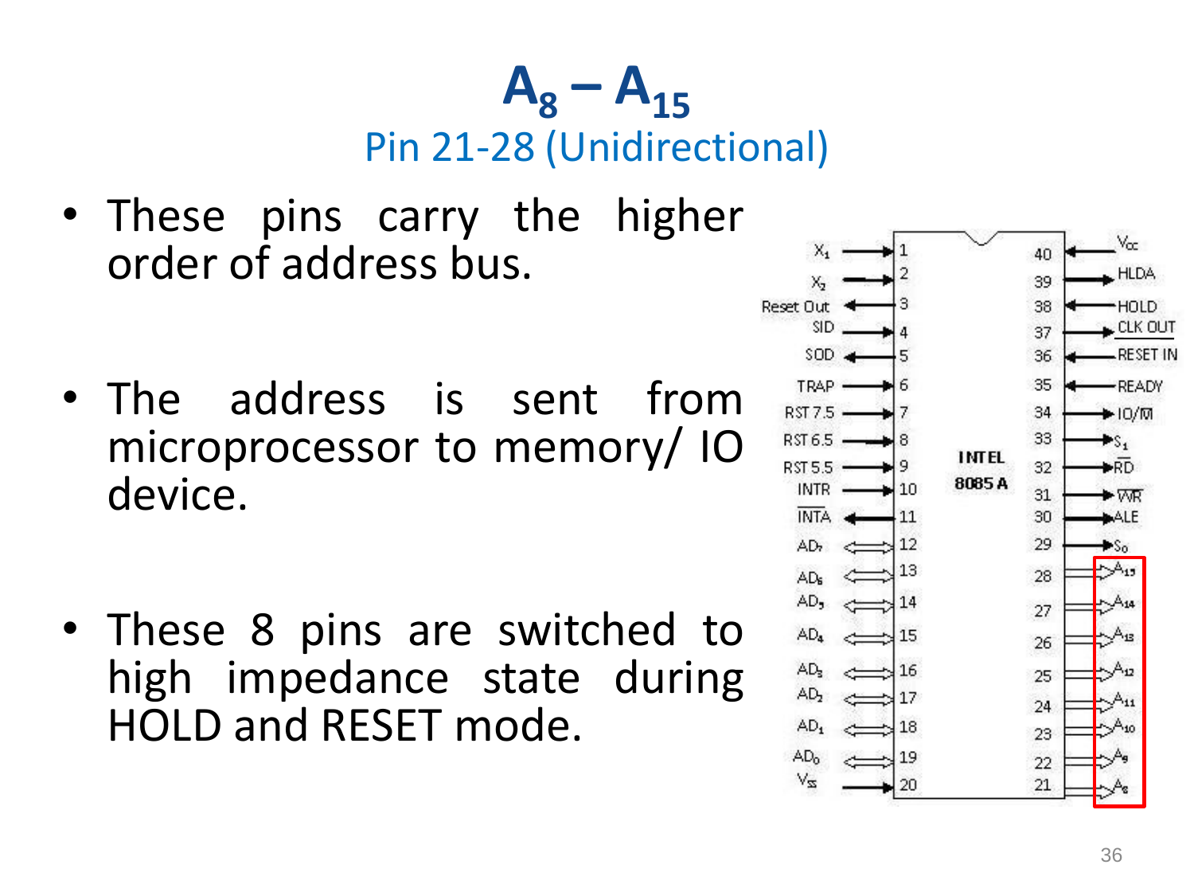# $A_8 - A_{15}$

## Pin 21-28 (Unidirectional)

- These pins carry the higher order of address bus.
- The address is sent from microprocessor to memory/ IO device.
- These 8 pins are switched to high impedance state during HOLD and RESET mode.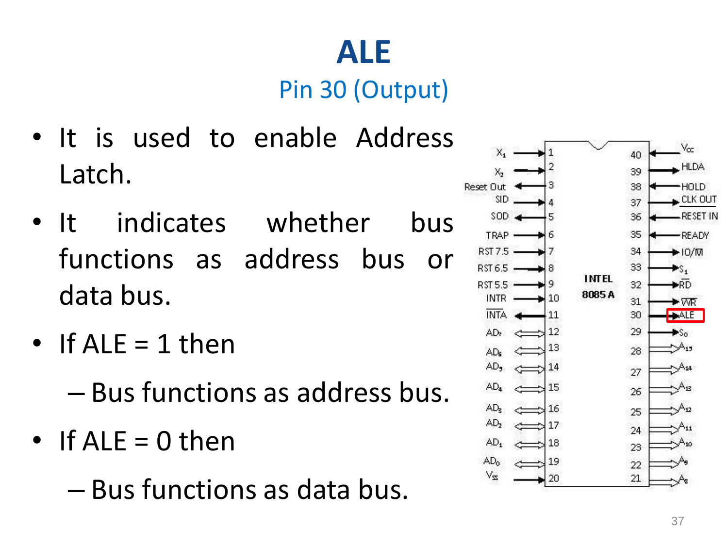# ALE

## Pin 30 (Output)

- It is used to enable Address Latch.
- It indicates whether bus functions as address bus or data bus.
- If ALE = 1 then
  - Bus functions as address bus.
- If ALE = 0 then
  - Bus functions as data bus.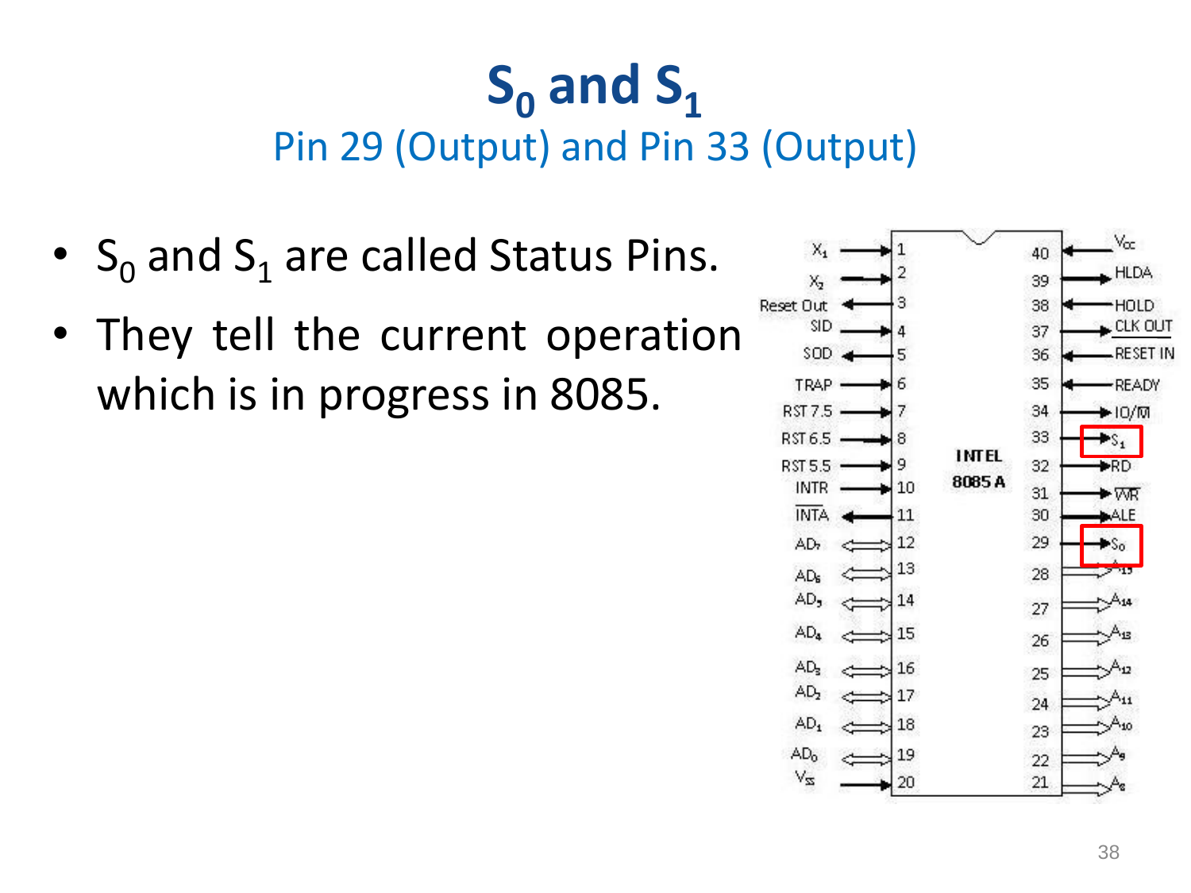# $S_0$ and $S_1$

Pin 29 (Output) and Pin 33 (Output)

- $S_0$ and $S_1$ are called Status Pins.
- They tell the current operation which is in progress in 8085.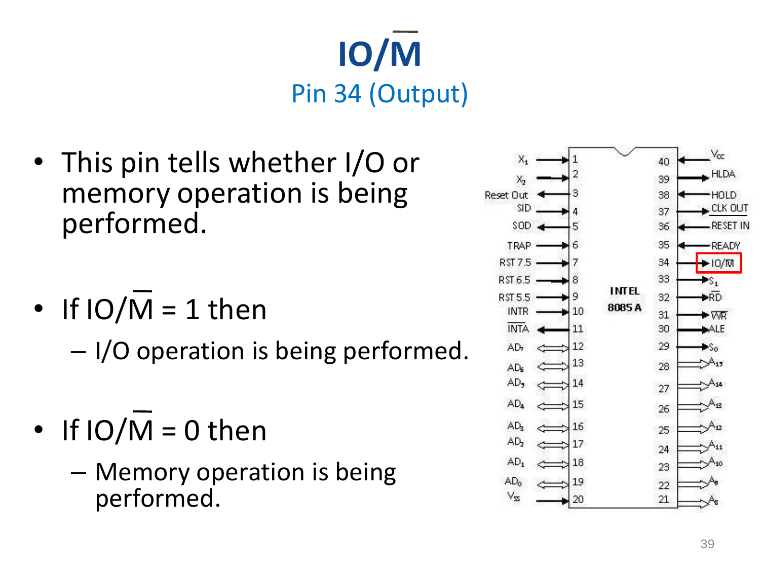# $IO/\overline{M}$

## Pin 34 (Output)

- This pin tells whether I/O or memory operation is being performed.

- If $IO/\overline{M}$ = 1 then
  - I/O operation is being performed.

- If $IO/\overline{M}$ = 0 then
  - Memory operation is being performed.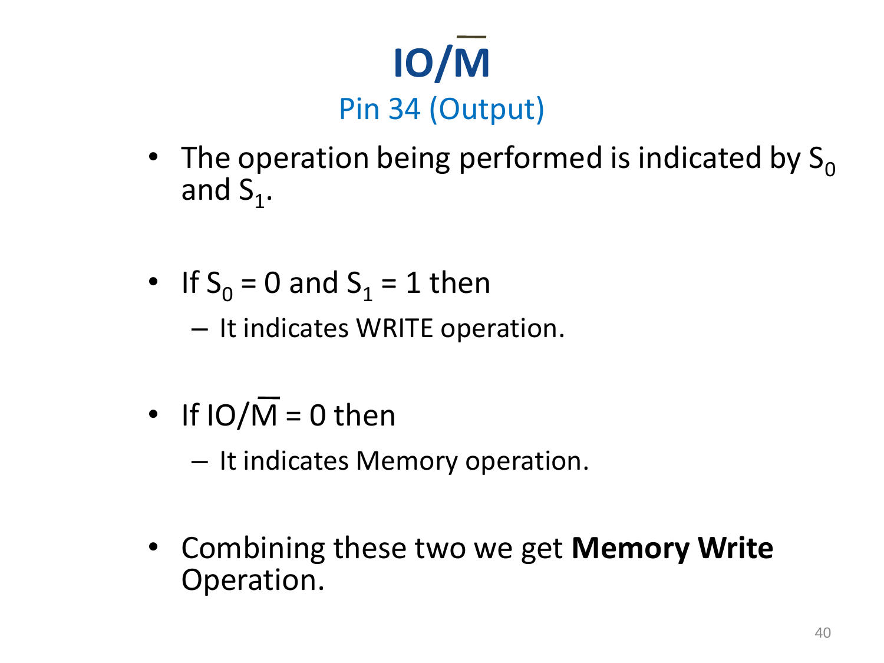# $IO/\overline{M}$

## Pin 34 (Output)

- The operation being performed is indicated by $S_0$ and $S_1$.
- If $S_0 = 0$ and $S_1 = 1$ then
  - It indicates WRITE operation.
- If $IO/\overline{M} = 0$ then
  - It indicates Memory operation.
- Combining these two we get **Memory Write** Operation.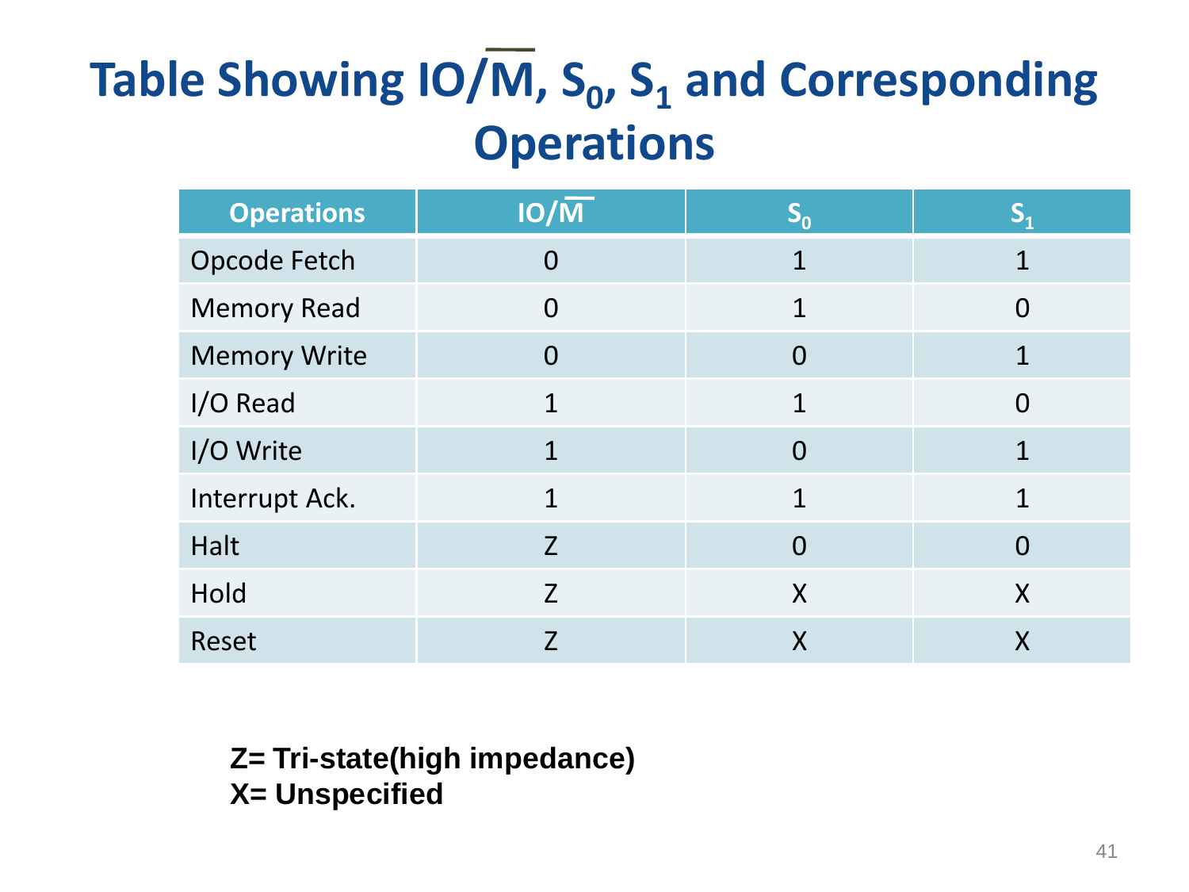# Table Showing $IO/\overline{M}$, $S_0$, $S_1$ and Corresponding Operations

| Operations | $IO/\overline{M}$ | $S_0$ | $S_1$ |
|---|---|---|---|
| Opcode Fetch | 0 | 1 | 1 |
| Memory Read | 0 | 1 | 0 |
| Memory Write | 0 | 0 | 1 |
| I/O Read | 1 | 1 | 0 |
| I/O Write | 1 | 0 | 1 |
| Interrupt Ack. | 1 | 1 | 1 |
| Halt | Z | 0 | 0 |
| Hold | Z | X | X |
| Reset | Z | X | X |

**Z= Tri-state(high impedance)**
**X= Unspecified**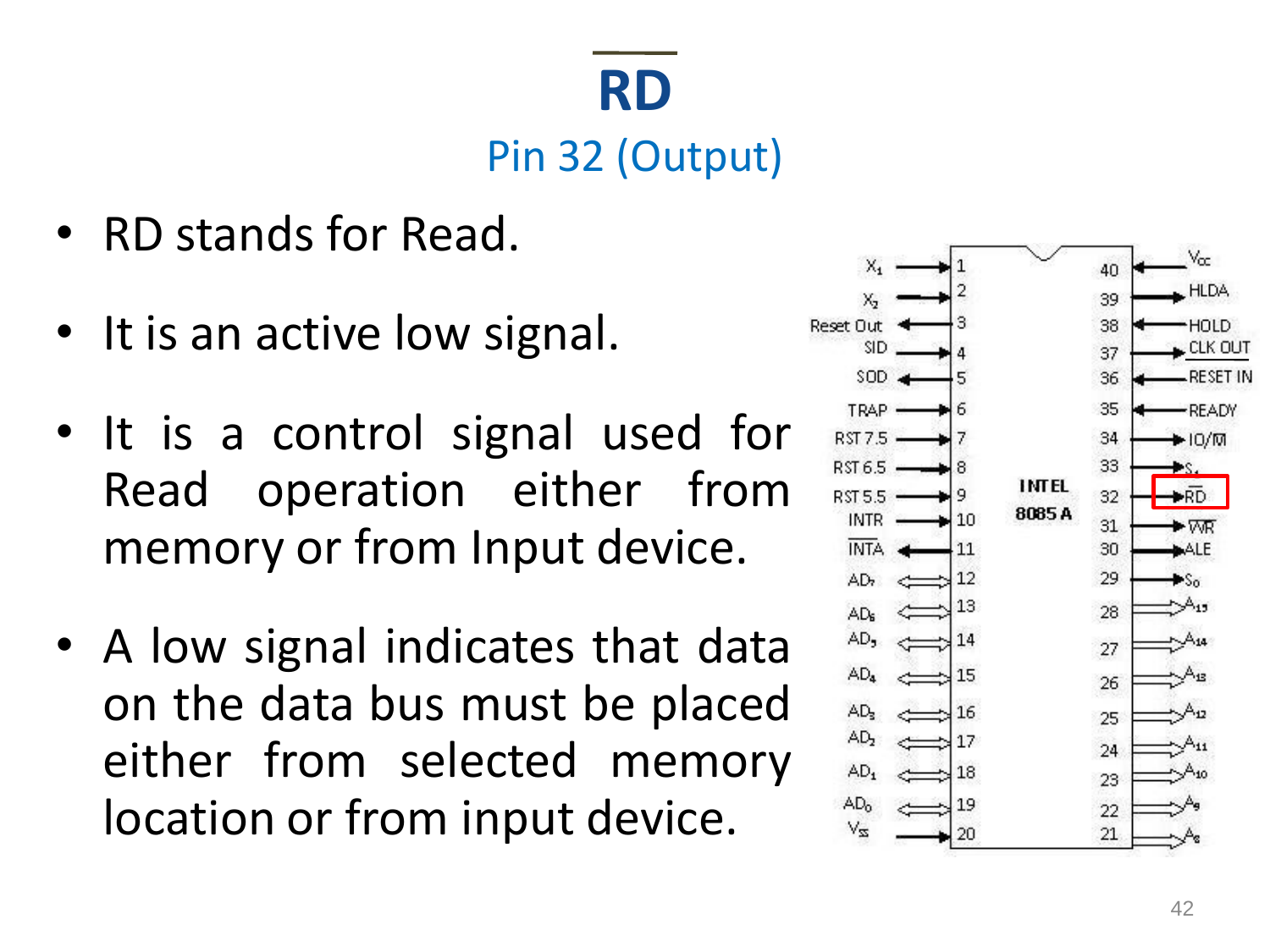# $\overline{RD}$

## Pin 32 (Output)

- RD stands for Read.
- It is an active low signal.
- It is a control signal used for Read operation either from memory or from Input device.
- A low signal indicates that data on the data bus must be placed either from selected memory location or from input device.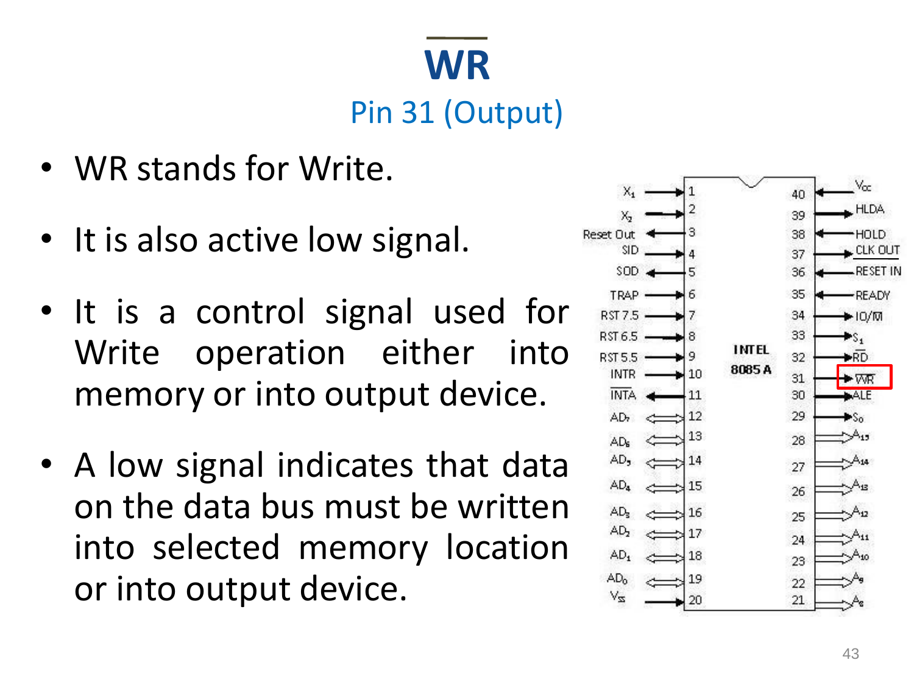# $\overline{WR}$

## Pin 31 (Output)

- WR stands for Write.
- It is also active low signal.
- It is a control signal used for Write operation either into memory or into output device.
- A low signal indicates that data on the data bus must be written into selected memory location or into output device.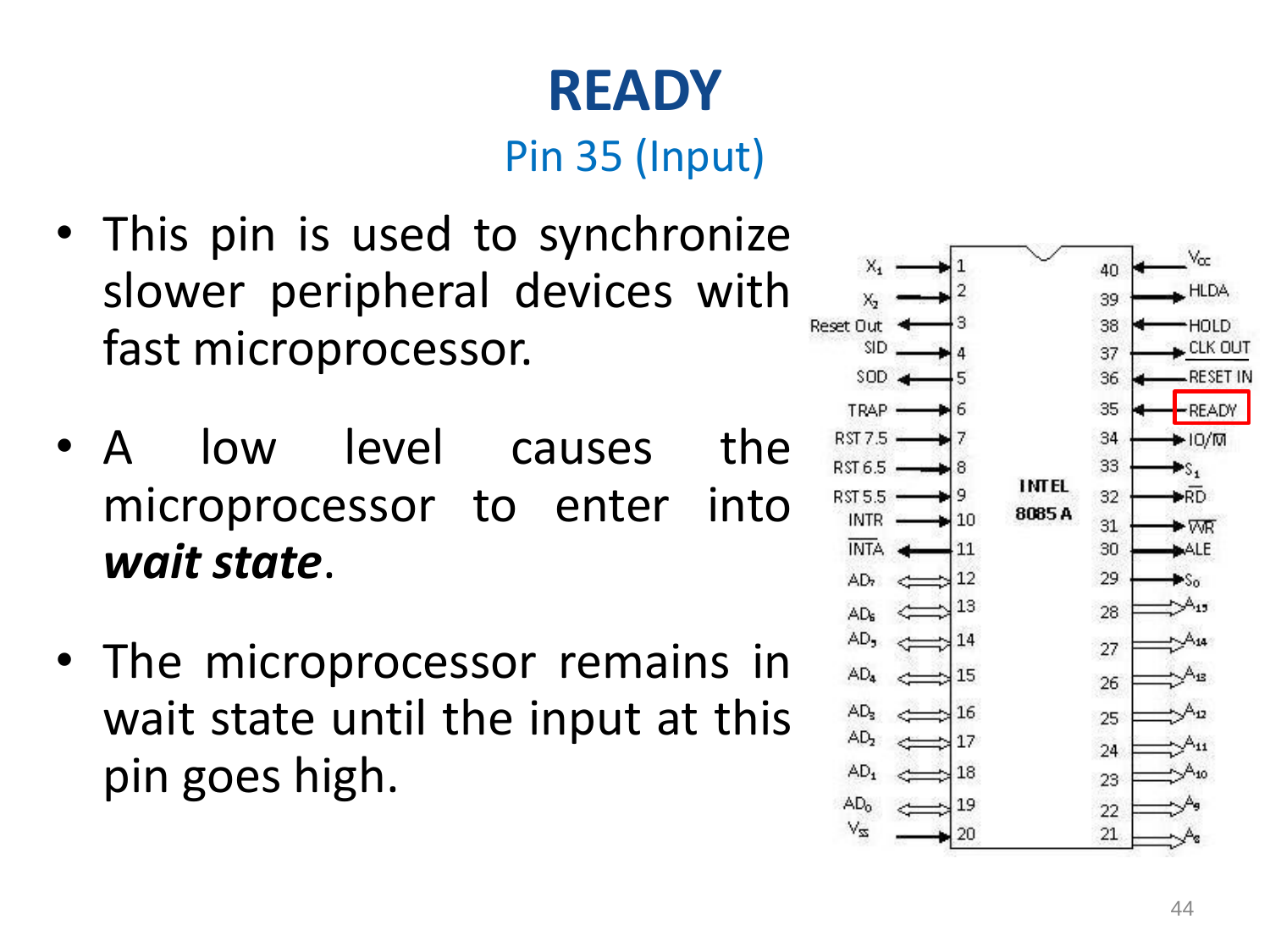# READY

## Pin 35 (Input)

- This pin is used to synchronize slower peripheral devices with fast microprocessor.
- A low level causes the microprocessor to enter into ***wait state***.
- The microprocessor remains in wait state until the input at this pin goes high.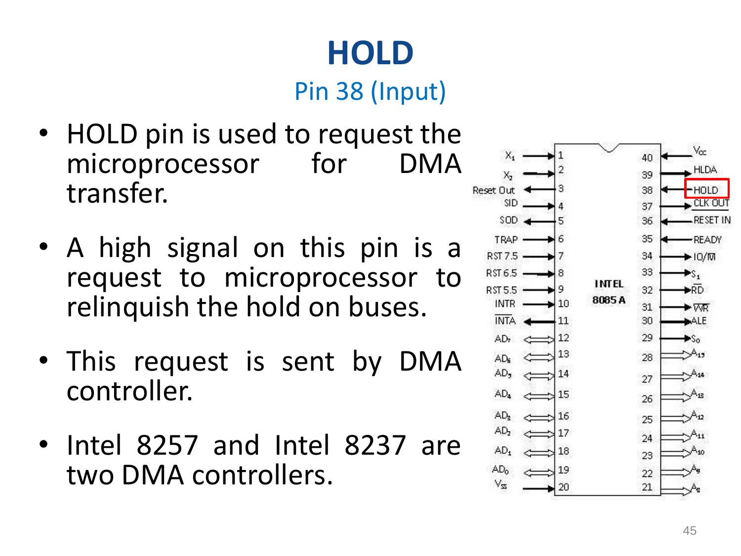# HOLD

Pin 38 (Input)

- HOLD pin is used to request the microprocessor for DMA transfer.
- A high signal on this pin is a request to microprocessor to relinquish the hold on buses.
- This request is sent by DMA controller.
- Intel 8257 and Intel 8237 are two DMA controllers.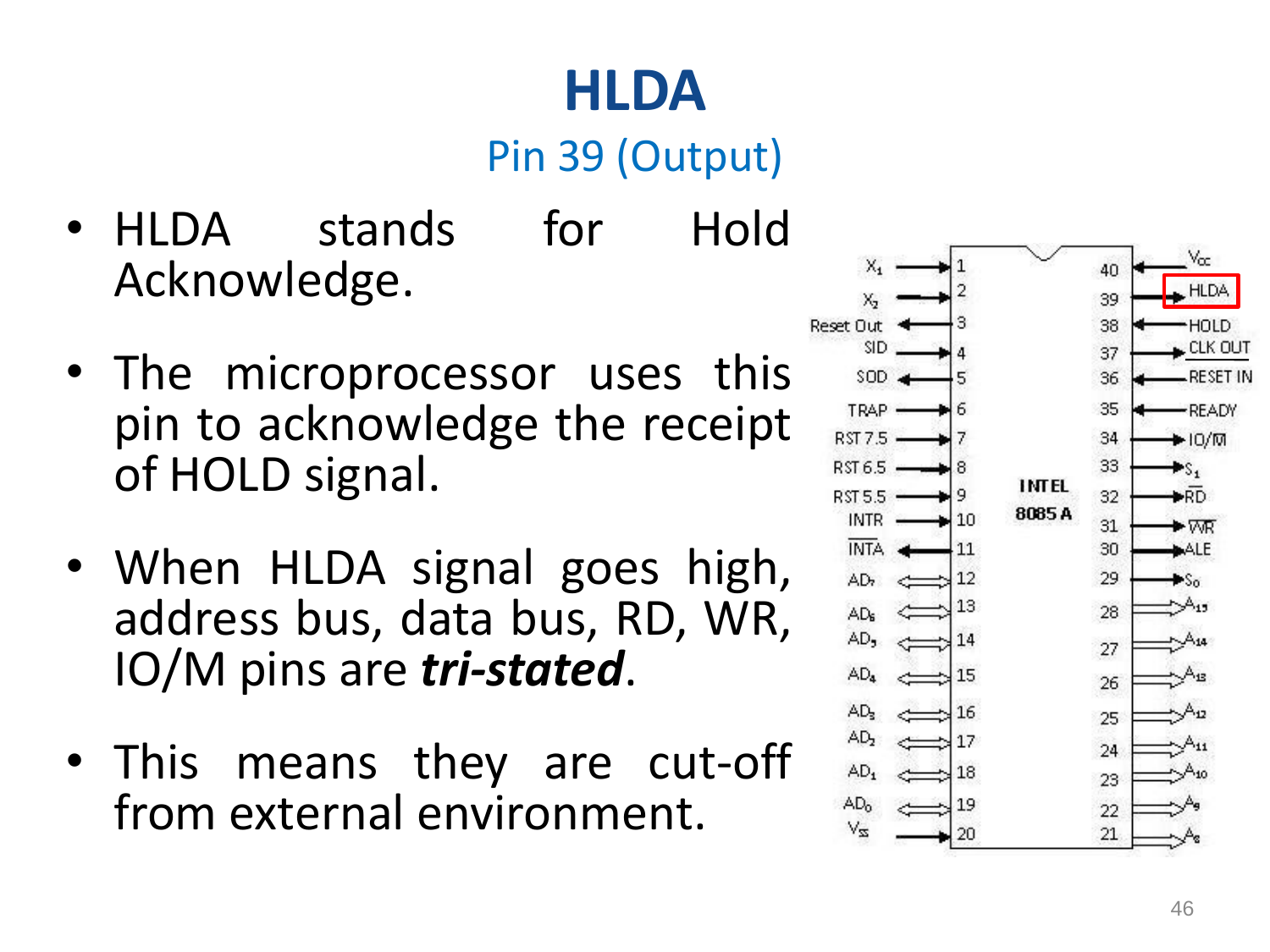# HLDA

## Pin 39 (Output)

- HLDA stands for Hold Acknowledge.
- The microprocessor uses this pin to acknowledge the receipt of HOLD signal.
- When HLDA signal goes high, address bus, data bus, RD, WR, IO/M pins are ***tri-stated***.
- This means they are cut-off from external environment.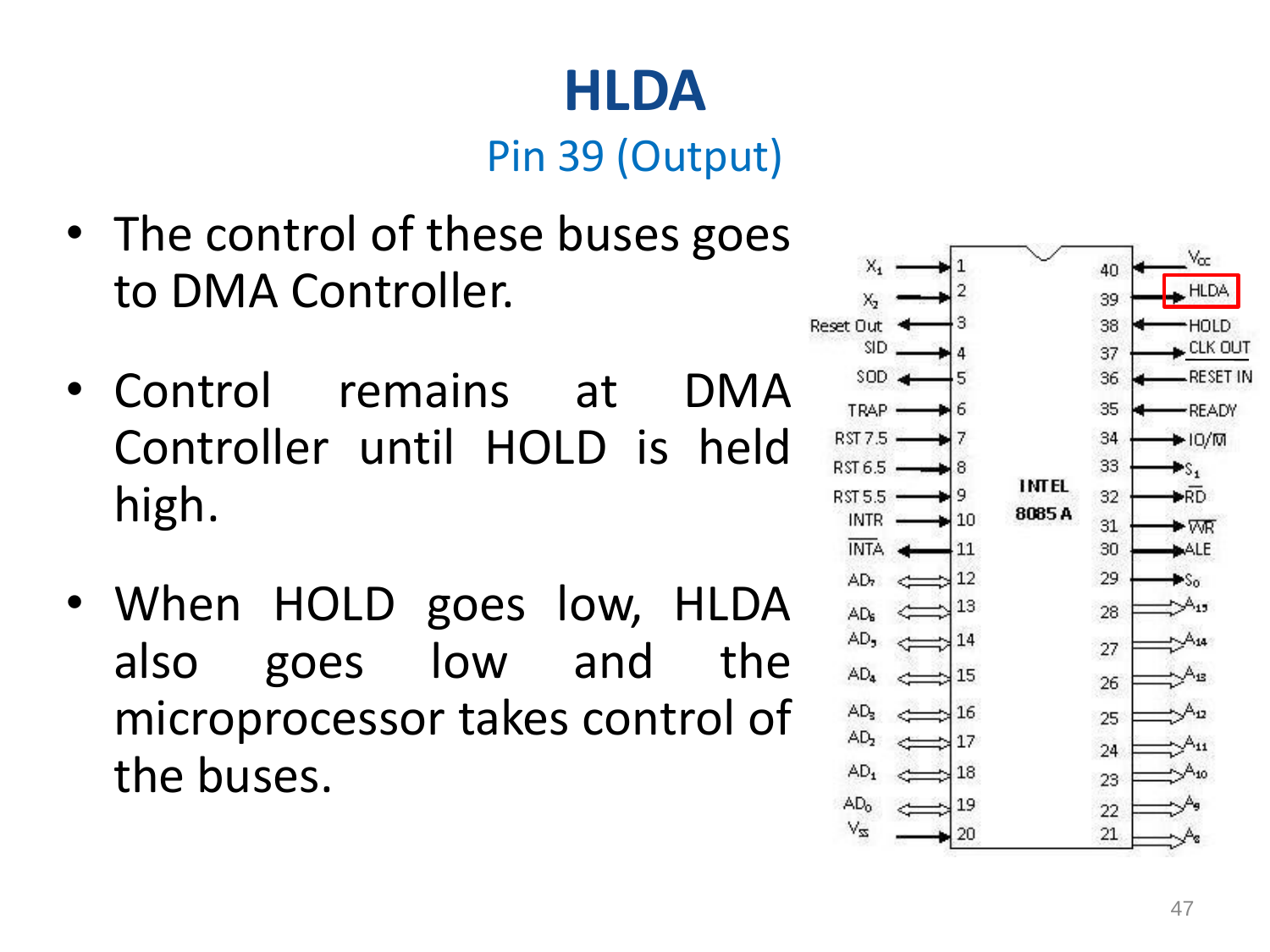# HLDA

## Pin 39 (Output)

- The control of these buses goes to DMA Controller.
- Control remains at DMA Controller until HOLD is held high.
- When HOLD goes low, HLDA also goes low and the microprocessor takes control of the buses.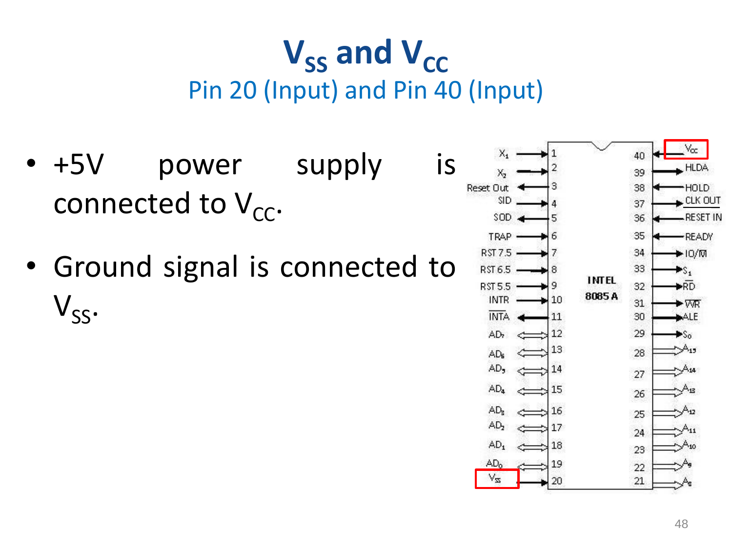# $V_{SS}$ and $V_{CC}$

Pin 20 (Input) and Pin 40 (Input)

- +5V power supply is connected to $V_{CC}$.
- Ground signal is connected to $V_{SS}$.